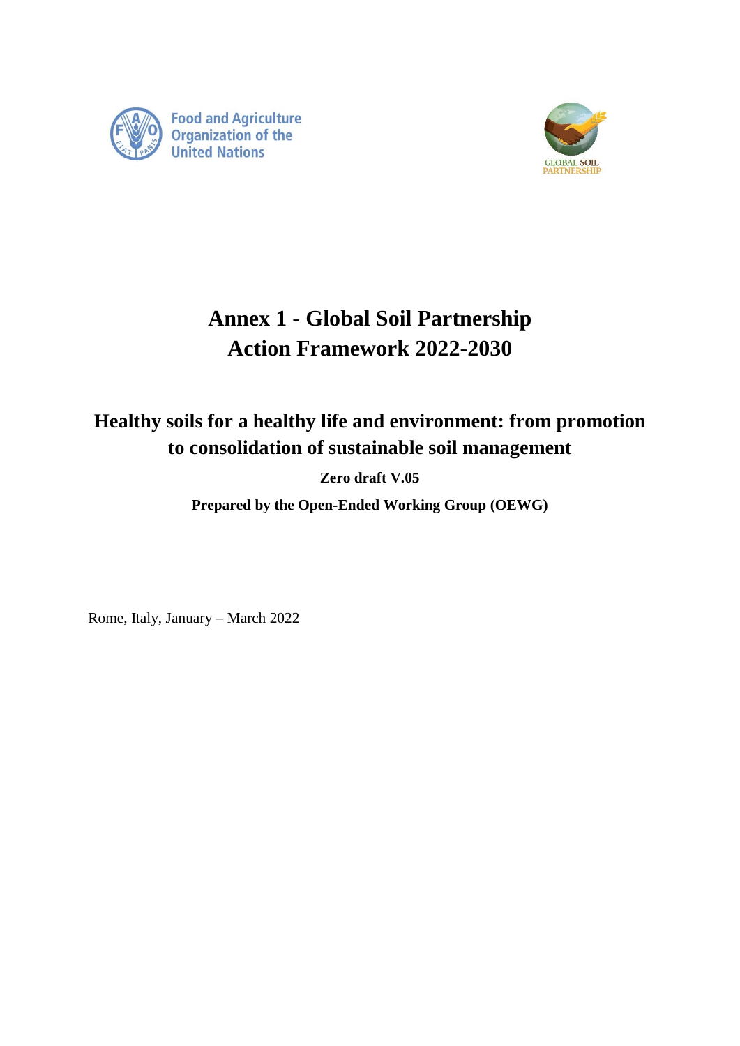Food and Agriculture Organization of the United Nations

GLOBAL SOIL PARTNERSHIP

# Annex 1 - Global Soil Partnership Action Framework 2022-2030

## Healthy soils for a healthy life and environment: from promotion to consolidation of sustainable soil management

**Zero draft V.05**

**Prepared by the Open-Ended Working Group (OEWG)**

Rome, Italy, January – March 2022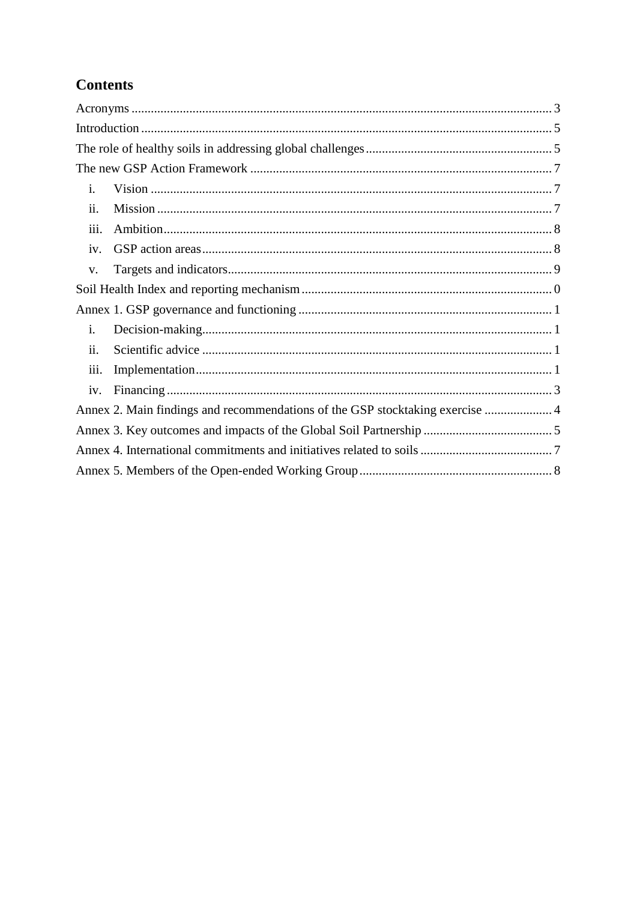## Contents

Acronyms ........................................................................................................................... 3
Introduction ........................................................................................................................ 5
The role of healthy soils in addressing global challenges ........................................................ 5
The new GSP Action Framework ........................................................................................... 7
- i. Vision .......................................................................................................................... 7
- ii. Mission ........................................................................................................................ 7
- iii. Ambition ...................................................................................................................... 8
- iv. GSP action areas ......................................................................................................... 8
- v. Targets and indicators ................................................................................................... 9

Soil Health Index and reporting mechanism ........................................................................... 0
Annex 1. GSP governance and functioning ............................................................................ 1
- i. Decision-making ............................................................................................................ 1
- ii. Scientific advice ........................................................................................................... 1
- iii. Implementation ............................................................................................................ 1
- iv. Financing .................................................................................................................... 3

Annex 2. Main findings and recommendations of the GSP stocktaking exercise ......................... 4
Annex 3. Key outcomes and impacts of the Global Soil Partnership ........................................... 5
Annex 4. International commitments and initiatives related to soils ............................................ 7
Annex 5. Members of the Open-ended Working Group ............................................................. 8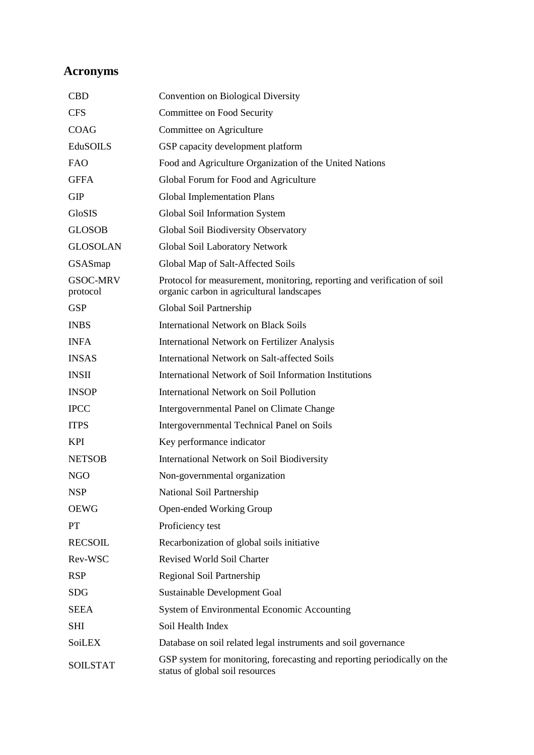## Acronyms

| | |
|---|---|
| CBD | Convention on Biological Diversity |
| CFS | Committee on Food Security |
| COAG | Committee on Agriculture |
| EduSOILS | GSP capacity development platform |
| FAO | Food and Agriculture Organization of the United Nations |
| GFFA | Global Forum for Food and Agriculture |
| GIP | Global Implementation Plans |
| GloSIS | Global Soil Information System |
| GLOSOB | Global Soil Biodiversity Observatory |
| GLOSOLAN | Global Soil Laboratory Network |
| GSASmap | Global Map of Salt-Affected Soils |
| GSOC-MRV protocol | Protocol for measurement, monitoring, reporting and verification of soil organic carbon in agricultural landscapes |
| GSP | Global Soil Partnership |
| INBS | International Network on Black Soils |
| INFA | International Network on Fertilizer Analysis |
| INSAS | International Network on Salt-affected Soils |
| INSII | International Network of Soil Information Institutions |
| INSOP | International Network on Soil Pollution |
| IPCC | Intergovernmental Panel on Climate Change |
| ITPS | Intergovernmental Technical Panel on Soils |
| KPI | Key performance indicator |
| NETSOB | International Network on Soil Biodiversity |
| NGO | Non-governmental organization |
| NSP | National Soil Partnership |
| OEWG | Open-ended Working Group |
| PT | Proficiency test |
| RECSOIL | Recarbonization of global soils initiative |
| Rev-WSC | Revised World Soil Charter |
| RSP | Regional Soil Partnership |
| SDG | Sustainable Development Goal |
| SEEA | System of Environmental Economic Accounting |
| SHI | Soil Health Index |
| SoiLEX | Database on soil related legal instruments and soil governance |
| SOILSTAT | GSP system for monitoring, forecasting and reporting periodically on the status of global soil resources |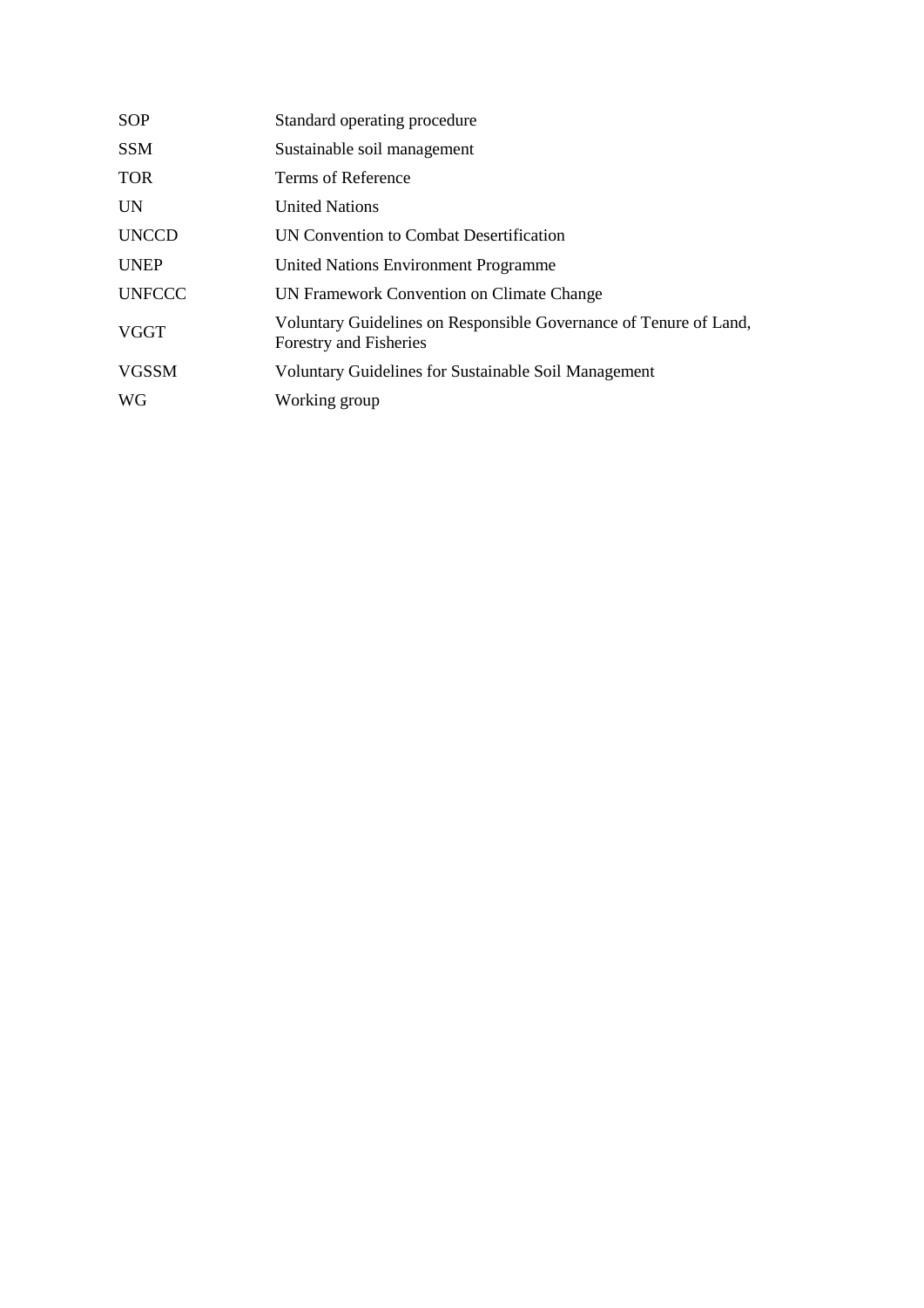| | |
|---|---|
| SOP | Standard operating procedure |
| SSM | Sustainable soil management |
| TOR | Terms of Reference |
| UN | United Nations |
| UNCCD | UN Convention to Combat Desertification |
| UNEP | United Nations Environment Programme |
| UNFCCC | UN Framework Convention on Climate Change |
| VGGT | Voluntary Guidelines on Responsible Governance of Tenure of Land, Forestry and Fisheries |
| VGSSM | Voluntary Guidelines for Sustainable Soil Management |
| WG | Working group |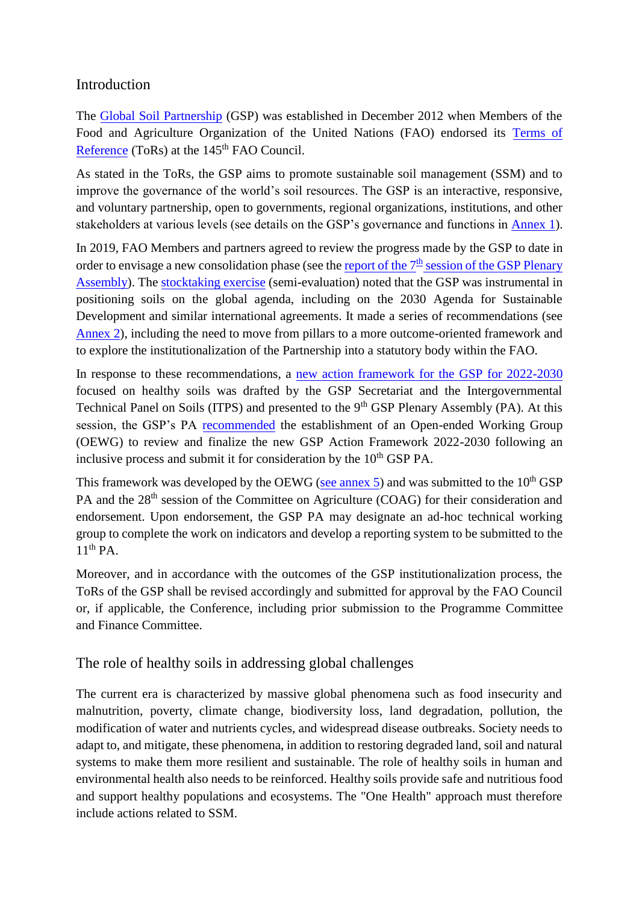## Introduction

The Global Soil Partnership (GSP) was established in December 2012 when Members of the Food and Agriculture Organization of the United Nations (FAO) endorsed its Terms of Reference (ToRs) at the 145th FAO Council.

As stated in the ToRs, the GSP aims to promote sustainable soil management (SSM) and to improve the governance of the world's soil resources. The GSP is an interactive, responsive, and voluntary partnership, open to governments, regional organizations, institutions, and other stakeholders at various levels (see details on the GSP's governance and functions in Annex 1).

In 2019, FAO Members and partners agreed to review the progress made by the GSP to date in order to envisage a new consolidation phase (see the report of the 7th session of the GSP Plenary Assembly). The stocktaking exercise (semi-evaluation) noted that the GSP was instrumental in positioning soils on the global agenda, including on the 2030 Agenda for Sustainable Development and similar international agreements. It made a series of recommendations (see Annex 2), including the need to move from pillars to a more outcome-oriented framework and to explore the institutionalization of the Partnership into a statutory body within the FAO.

In response to these recommendations, a new action framework for the GSP for 2022-2030 focused on healthy soils was drafted by the GSP Secretariat and the Intergovernmental Technical Panel on Soils (ITPS) and presented to the 9th GSP Plenary Assembly (PA). At this session, the GSP's PA recommended the establishment of an Open-ended Working Group (OEWG) to review and finalize the new GSP Action Framework 2022-2030 following an inclusive process and submit it for consideration by the 10th GSP PA.

This framework was developed by the OEWG (see annex 5) and was submitted to the 10th GSP PA and the 28th session of the Committee on Agriculture (COAG) for their consideration and endorsement. Upon endorsement, the GSP PA may designate an ad-hoc technical working group to complete the work on indicators and develop a reporting system to be submitted to the 11th PA.

Moreover, and in accordance with the outcomes of the GSP institutionalization process, the ToRs of the GSP shall be revised accordingly and submitted for approval by the FAO Council or, if applicable, the Conference, including prior submission to the Programme Committee and Finance Committee.

## The role of healthy soils in addressing global challenges

The current era is characterized by massive global phenomena such as food insecurity and malnutrition, poverty, climate change, biodiversity loss, land degradation, pollution, the modification of water and nutrients cycles, and widespread disease outbreaks. Society needs to adapt to, and mitigate, these phenomena, in addition to restoring degraded land, soil and natural systems to make them more resilient and sustainable. The role of healthy soils in human and environmental health also needs to be reinforced. Healthy soils provide safe and nutritious food and support healthy populations and ecosystems. The "One Health" approach must therefore include actions related to SSM.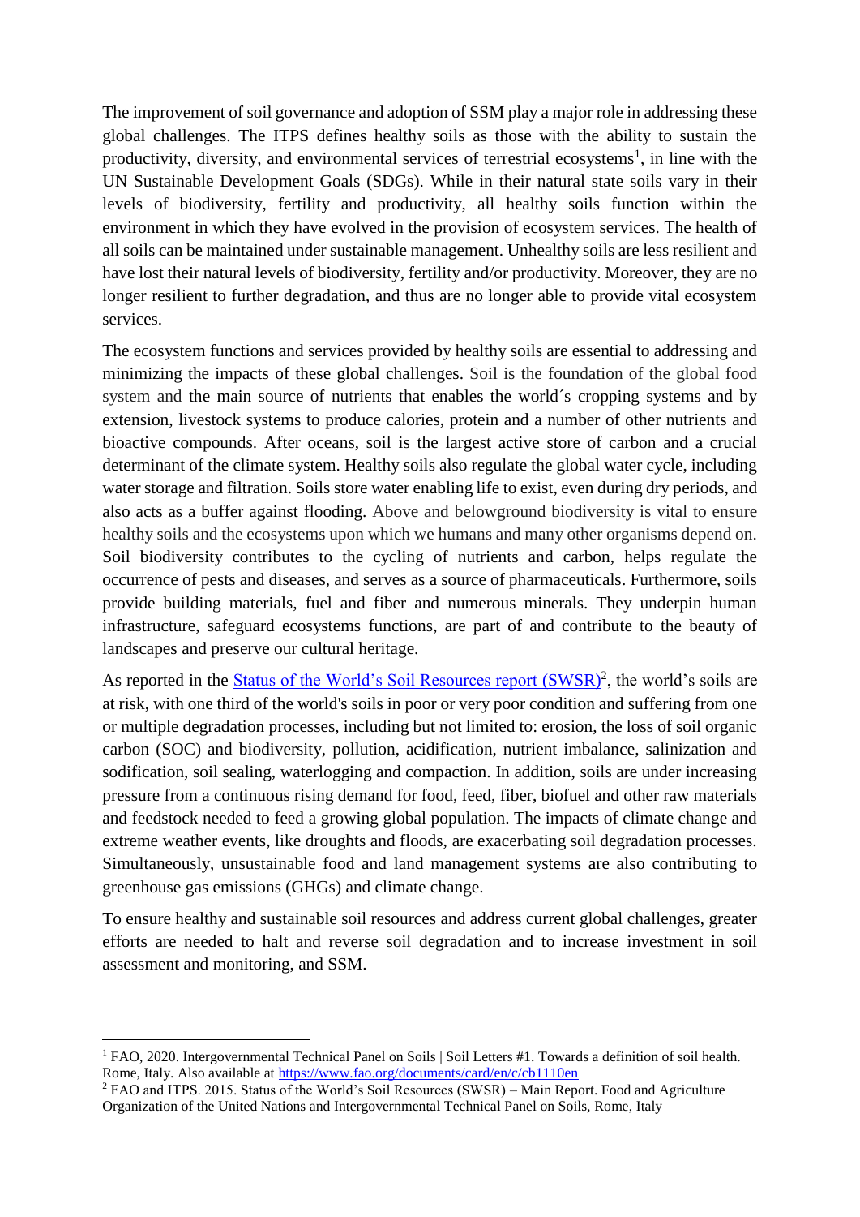The improvement of soil governance and adoption of SSM play a major role in addressing these global challenges. The ITPS defines healthy soils as those with the ability to sustain the productivity, diversity, and environmental services of terrestrial ecosystems[1], in line with the UN Sustainable Development Goals (SDGs). While in their natural state soils vary in their levels of biodiversity, fertility and productivity, all healthy soils function within the environment in which they have evolved in the provision of ecosystem services. The health of all soils can be maintained under sustainable management. Unhealthy soils are less resilient and have lost their natural levels of biodiversity, fertility and/or productivity. Moreover, they are no longer resilient to further degradation, and thus are no longer able to provide vital ecosystem services.

The ecosystem functions and services provided by healthy soils are essential to addressing and minimizing the impacts of these global challenges. Soil is the foundation of the global food system and the main source of nutrients that enables the world´s cropping systems and by extension, livestock systems to produce calories, protein and a number of other nutrients and bioactive compounds. After oceans, soil is the largest active store of carbon and a crucial determinant of the climate system. Healthy soils also regulate the global water cycle, including water storage and filtration. Soils store water enabling life to exist, even during dry periods, and also acts as a buffer against flooding. Above and belowground biodiversity is vital to ensure healthy soils and the ecosystems upon which we humans and many other organisms depend on. Soil biodiversity contributes to the cycling of nutrients and carbon, helps regulate the occurrence of pests and diseases, and serves as a source of pharmaceuticals. Furthermore, soils provide building materials, fuel and fiber and numerous minerals. They underpin human infrastructure, safeguard ecosystems functions, are part of and contribute to the beauty of landscapes and preserve our cultural heritage.

As reported in the [Status of the World's Soil Resources report (SWSR)](#)[2], the world's soils are at risk, with one third of the world's soils in poor or very poor condition and suffering from one or multiple degradation processes, including but not limited to: erosion, the loss of soil organic carbon (SOC) and biodiversity, pollution, acidification, nutrient imbalance, salinization and sodification, soil sealing, waterlogging and compaction. In addition, soils are under increasing pressure from a continuous rising demand for food, feed, fiber, biofuel and other raw materials and feedstock needed to feed a growing global population. The impacts of climate change and extreme weather events, like droughts and floods, are exacerbating soil degradation processes. Simultaneously, unsustainable food and land management systems are also contributing to greenhouse gas emissions (GHGs) and climate change.

To ensure healthy and sustainable soil resources and address current global challenges, greater efforts are needed to halt and reverse soil degradation and to increase investment in soil assessment and monitoring, and SSM.

---

[1] FAO, 2020. Intergovernmental Technical Panel on Soils | Soil Letters #1. Towards a definition of soil health. Rome, Italy. Also available at https://www.fao.org/documents/card/en/c/cb1110en

[2] FAO and ITPS. 2015. Status of the World's Soil Resources (SWSR) – Main Report. Food and Agriculture Organization of the United Nations and Intergovernmental Technical Panel on Soils, Rome, Italy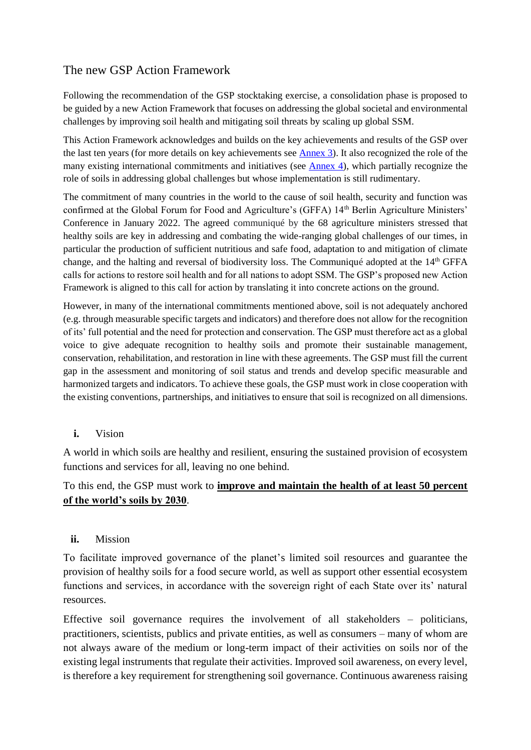## The new GSP Action Framework

Following the recommendation of the GSP stocktaking exercise, a consolidation phase is proposed to be guided by a new Action Framework that focuses on addressing the global societal and environmental challenges by improving soil health and mitigating soil threats by scaling up global SSM.

This Action Framework acknowledges and builds on the key achievements and results of the GSP over the last ten years (for more details on key achievements see Annex 3). It also recognized the role of the many existing international commitments and initiatives (see Annex 4), which partially recognize the role of soils in addressing global challenges but whose implementation is still rudimentary.

The commitment of many countries in the world to the cause of soil health, security and function was confirmed at the Global Forum for Food and Agriculture's (GFFA) 14th Berlin Agriculture Ministers' Conference in January 2022. The agreed communiqué by the 68 agriculture ministers stressed that healthy soils are key in addressing and combating the wide-ranging global challenges of our times, in particular the production of sufficient nutritious and safe food, adaptation to and mitigation of climate change, and the halting and reversal of biodiversity loss. The Communiqué adopted at the 14th GFFA calls for actions to restore soil health and for all nations to adopt SSM. The GSP's proposed new Action Framework is aligned to this call for action by translating it into concrete actions on the ground.

However, in many of the international commitments mentioned above, soil is not adequately anchored (e.g. through measurable specific targets and indicators) and therefore does not allow for the recognition of its' full potential and the need for protection and conservation. The GSP must therefore act as a global voice to give adequate recognition to healthy soils and promote their sustainable management, conservation, rehabilitation, and restoration in line with these agreements. The GSP must fill the current gap in the assessment and monitoring of soil status and trends and develop specific measurable and harmonized targets and indicators. To achieve these goals, the GSP must work in close cooperation with the existing conventions, partnerships, and initiatives to ensure that soil is recognized on all dimensions.

### i. Vision

A world in which soils are healthy and resilient, ensuring the sustained provision of ecosystem functions and services for all, leaving no one behind.

To this end, the GSP must work to **improve and maintain the health of at least 50 percent of the world's soils by 2030**.

### ii. Mission

To facilitate improved governance of the planet's limited soil resources and guarantee the provision of healthy soils for a food secure world, as well as support other essential ecosystem functions and services, in accordance with the sovereign right of each State over its' natural resources.

Effective soil governance requires the involvement of all stakeholders – politicians, practitioners, scientists, publics and private entities, as well as consumers – many of whom are not always aware of the medium or long-term impact of their activities on soils nor of the existing legal instruments that regulate their activities. Improved soil awareness, on every level, is therefore a key requirement for strengthening soil governance. Continuous awareness raising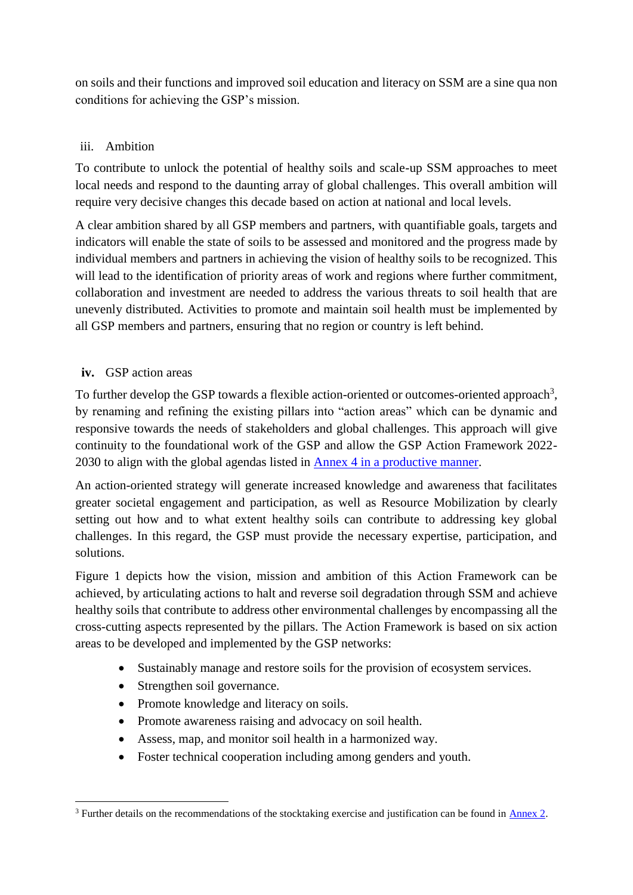on soils and their functions and improved soil education and literacy on SSM are a sine qua non conditions for achieving the GSP's mission.

### iii. Ambition

To contribute to unlock the potential of healthy soils and scale-up SSM approaches to meet local needs and respond to the daunting array of global challenges. This overall ambition will require very decisive changes this decade based on action at national and local levels.

A clear ambition shared by all GSP members and partners, with quantifiable goals, targets and indicators will enable the state of soils to be assessed and monitored and the progress made by individual members and partners in achieving the vision of healthy soils to be recognized. This will lead to the identification of priority areas of work and regions where further commitment, collaboration and investment are needed to address the various threats to soil health that are unevenly distributed. Activities to promote and maintain soil health must be implemented by all GSP members and partners, ensuring that no region or country is left behind.

### iv. GSP action areas

To further develop the GSP towards a flexible action-oriented or outcomes-oriented approach[3], by renaming and refining the existing pillars into "action areas" which can be dynamic and responsive towards the needs of stakeholders and global challenges. This approach will give continuity to the foundational work of the GSP and allow the GSP Action Framework 2022-2030 to align with the global agendas listed in Annex 4 in a productive manner.

An action-oriented strategy will generate increased knowledge and awareness that facilitates greater societal engagement and participation, as well as Resource Mobilization by clearly setting out how and to what extent healthy soils can contribute to addressing key global challenges. In this regard, the GSP must provide the necessary expertise, participation, and solutions.

Figure 1 depicts how the vision, mission and ambition of this Action Framework can be achieved, by articulating actions to halt and reverse soil degradation through SSM and achieve healthy soils that contribute to address other environmental challenges by encompassing all the cross-cutting aspects represented by the pillars. The Action Framework is based on six action areas to be developed and implemented by the GSP networks:

- Sustainably manage and restore soils for the provision of ecosystem services.
- Strengthen soil governance.
- Promote knowledge and literacy on soils.
- Promote awareness raising and advocacy on soil health.
- Assess, map, and monitor soil health in a harmonized way.
- Foster technical cooperation including among genders and youth.

[3] Further details on the recommendations of the stocktaking exercise and justification can be found in Annex 2.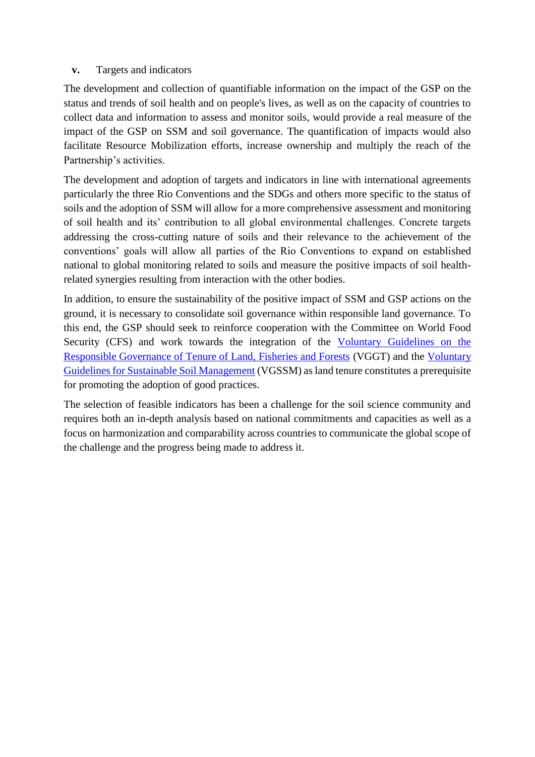### v. Targets and indicators

The development and collection of quantifiable information on the impact of the GSP on the status and trends of soil health and on people's lives, as well as on the capacity of countries to collect data and information to assess and monitor soils, would provide a real measure of the impact of the GSP on SSM and soil governance. The quantification of impacts would also facilitate Resource Mobilization efforts, increase ownership and multiply the reach of the Partnership's activities.

The development and adoption of targets and indicators in line with international agreements particularly the three Rio Conventions and the SDGs and others more specific to the status of soils and the adoption of SSM will allow for a more comprehensive assessment and monitoring of soil health and its' contribution to all global environmental challenges. Concrete targets addressing the cross-cutting nature of soils and their relevance to the achievement of the conventions' goals will allow all parties of the Rio Conventions to expand on established national to global monitoring related to soils and measure the positive impacts of soil health-related synergies resulting from interaction with the other bodies.

In addition, to ensure the sustainability of the positive impact of SSM and GSP actions on the ground, it is necessary to consolidate soil governance within responsible land governance. To this end, the GSP should seek to reinforce cooperation with the Committee on World Food Security (CFS) and work towards the integration of the Voluntary Guidelines on the Responsible Governance of Tenure of Land, Fisheries and Forests (VGGT) and the Voluntary Guidelines for Sustainable Soil Management (VGSSM) as land tenure constitutes a prerequisite for promoting the adoption of good practices.

The selection of feasible indicators has been a challenge for the soil science community and requires both an in-depth analysis based on national commitments and capacities as well as a focus on harmonization and comparability across countries to communicate the global scope of the challenge and the progress being made to address it.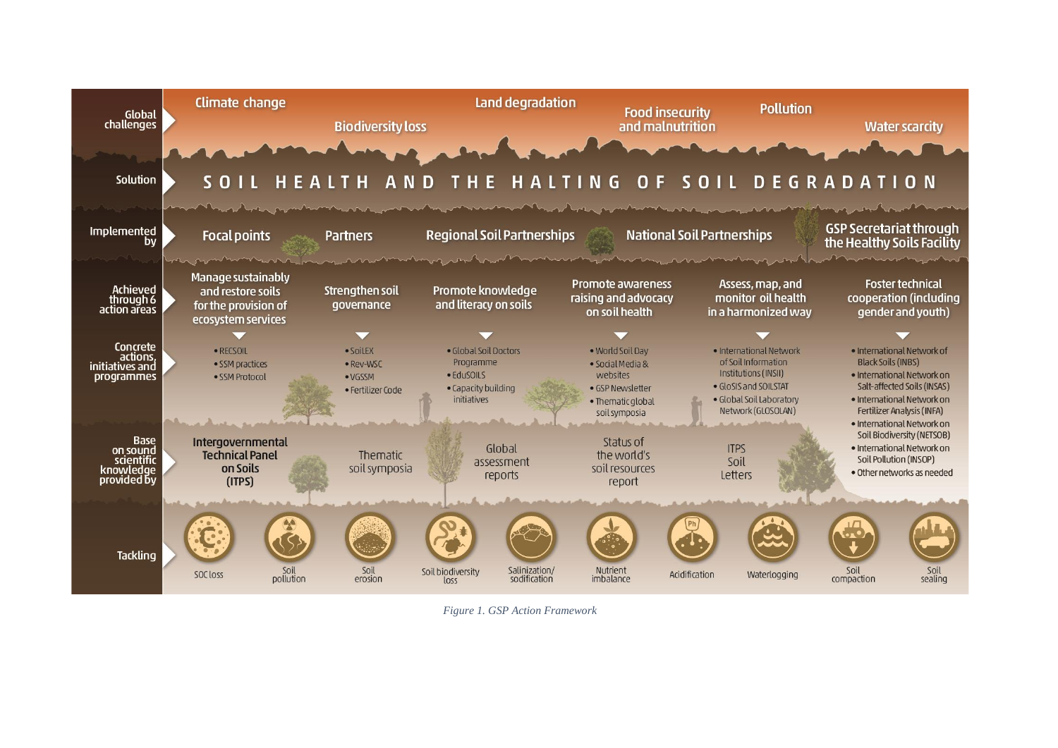**Global challenges**: Climate change · Biodiversity loss · Land degradation · Food insecurity and malnutrition · Pollution · Water scarcity

**Solution**: SOIL HEALTH AND THE HALTING OF SOIL DEGRADATION

**Implemented by**: Focal points · Partners · Regional Soil Partnerships · National Soil Partnerships · GSP Secretariat through the Healthy Soils Facility

**Achieved through 6 action areas** and **Concrete actions, initiatives and programmes**:

| Achieved through 6 action areas | Concrete actions, initiatives and programmes |
| --- | --- |
| Manage sustainably and restore soils for the provision of ecosystem services | • RECSOIL<br>• SSM practices<br>• SSM Protocol |
| Strengthen soil governance | • SoiLEX<br>• Rev-WSC<br>• VGSSM<br>• Fertilizer Code |
| Promote knowledge and literacy on soils | • Global Soil Doctors Programme<br>• EduSOILS<br>• Capacity building initiatives |
| Promote awareness raising and advocacy on soil health | • World Soil Day<br>• Social Media & websites<br>• GSP Newsletter<br>• Thematic global soil symposia |
| Assess, map, and monitor oil health in a harmonized way | • International Network of Soil Information Institutions (INSII)<br>• GloSIS and SOILSTAT<br>• Global Soil Laboratory Network (GLOSOLAN) |
| Foster technical cooperation (including gender and youth) | • International Network of Black Soils (INBS)<br>• International Network on Salt-affected Soils (INSAS)<br>• International Network on Fertilizer Analysis (INFA)<br>• International Network on Soil Biodiversity (NETSOB)<br>• International Network on Soil Pollution (INSOP)<br>• Other networks as needed |

**Base on sound scientific knowledge provided by**: Intergovernmental Technical Panel on Soils (ITPS) · Thematic soil symposia · Global assessment reports · Status of the world's soil resources report · ITPS Soil Letters

**Tackling**: SOC loss · Soil pollution · Soil erosion · Soil biodiversity loss · Salinization/sodification · Nutrient imbalance · Acidification · Waterlogging · Soil compaction · Soil sealing

*Figure 1. GSP Action Framework*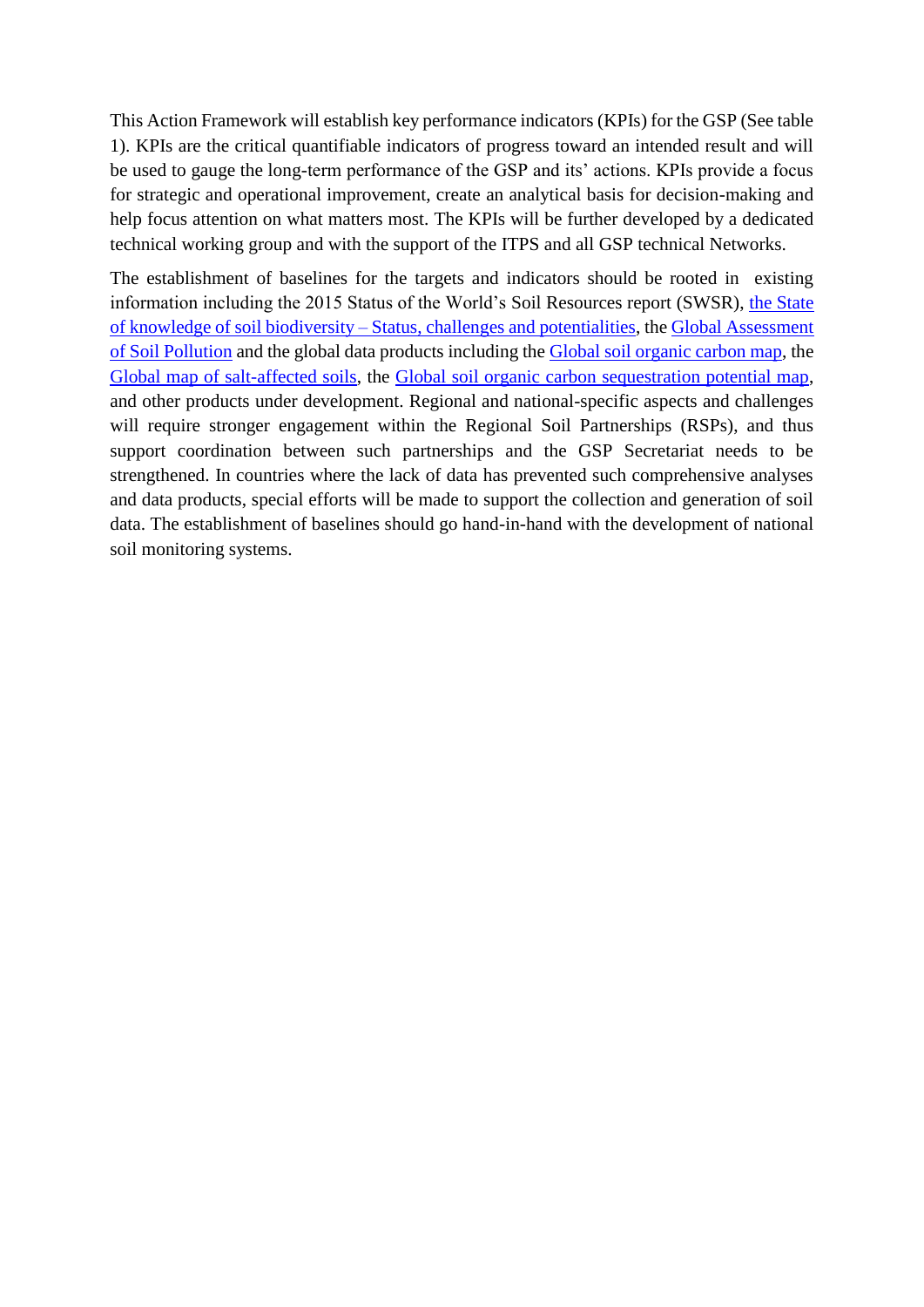This Action Framework will establish key performance indicators (KPIs) for the GSP (See table 1). KPIs are the critical quantifiable indicators of progress toward an intended result and will be used to gauge the long-term performance of the GSP and its' actions. KPIs provide a focus for strategic and operational improvement, create an analytical basis for decision-making and help focus attention on what matters most. The KPIs will be further developed by a dedicated technical working group and with the support of the ITPS and all GSP technical Networks.

The establishment of baselines for the targets and indicators should be rooted in existing information including the 2015 Status of the World's Soil Resources report (SWSR), the State of knowledge of soil biodiversity – Status, challenges and potentialities, the Global Assessment of Soil Pollution and the global data products including the Global soil organic carbon map, the Global map of salt-affected soils, the Global soil organic carbon sequestration potential map, and other products under development. Regional and national-specific aspects and challenges will require stronger engagement within the Regional Soil Partnerships (RSPs), and thus support coordination between such partnerships and the GSP Secretariat needs to be strengthened. In countries where the lack of data has prevented such comprehensive analyses and data products, special efforts will be made to support the collection and generation of soil data. The establishment of baselines should go hand-in-hand with the development of national soil monitoring systems.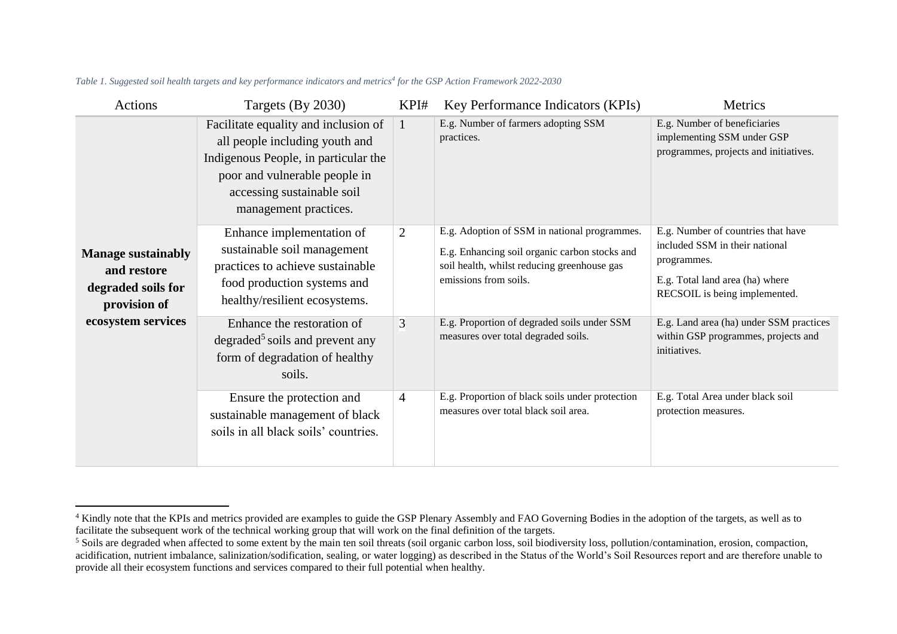*Table 1. Suggested soil health targets and key performance indicators and metrics[4] for the GSP Action Framework 2022-2030*

| Actions | Targets (By 2030) | KPI# | Key Performance Indicators (KPIs) | Metrics |
|---|---|---|---|---|
| **Manage sustainably and restore degraded soils for provision of ecosystem services** | Facilitate equality and inclusion of all people including youth and Indigenous People, in particular the poor and vulnerable people in accessing sustainable soil management practices. | 1 | E.g. Number of farmers adopting SSM practices. | E.g. Number of beneficiaries implementing SSM under GSP programmes, projects and initiatives. |
| | Enhance implementation of sustainable soil management practices to achieve sustainable food production systems and healthy/resilient ecosystems. | 2 | E.g. Adoption of SSM in national programmes.<br>E.g. Enhancing soil organic carbon stocks and soil health, whilst reducing greenhouse gas emissions from soils. | E.g. Number of countries that have included SSM in their national programmes.<br>E.g. Total land area (ha) where RECSOIL is being implemented. |
| | Enhance the restoration of degraded[5] soils and prevent any form of degradation of healthy soils. | 3 | E.g. Proportion of degraded soils under SSM measures over total degraded soils. | E.g. Land area (ha) under SSM practices within GSP programmes, projects and initiatives. |
| | Ensure the protection and sustainable management of black soils in all black soils' countries. | 4 | E.g. Proportion of black soils under protection measures over total black soil area. | E.g. Total Area under black soil protection measures. |

[4] Kindly note that the KPIs and metrics provided are examples to guide the GSP Plenary Assembly and FAO Governing Bodies in the adoption of the targets, as well as to facilitate the subsequent work of the technical working group that will work on the final definition of the targets.

[5] Soils are degraded when affected to some extent by the main ten soil threats (soil organic carbon loss, soil biodiversity loss, pollution/contamination, erosion, compaction, acidification, nutrient imbalance, salinization/sodification, sealing, or water logging) as described in the Status of the World's Soil Resources report and are therefore unable to provide all their ecosystem functions and services compared to their full potential when healthy.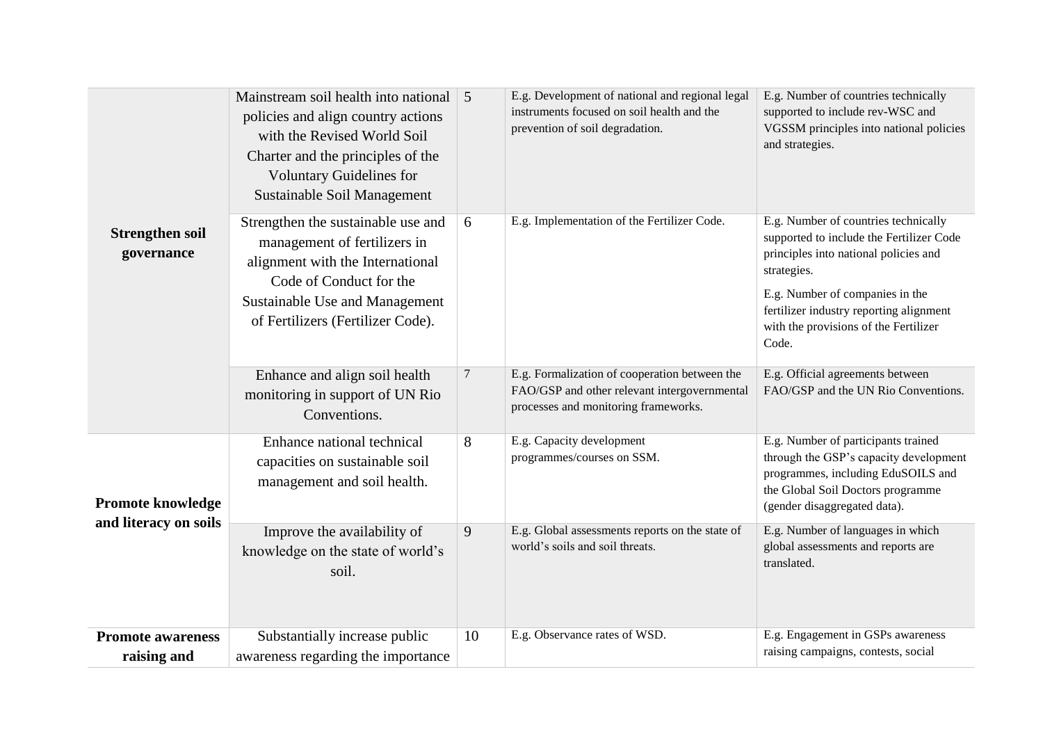| | | | | |
|---|---|---|---|---|
| **Strengthen soil governance** | Mainstream soil health into national policies and align country actions with the Revised World Soil Charter and the principles of the Voluntary Guidelines for Sustainable Soil Management | 5 | E.g. Development of national and regional legal instruments focused on soil health and the prevention of soil degradation. | E.g. Number of countries technically supported to include rev-WSC and VGSSM principles into national policies and strategies. |
| | Strengthen the sustainable use and management of fertilizers in alignment with the International Code of Conduct for the Sustainable Use and Management of Fertilizers (Fertilizer Code). | 6 | E.g. Implementation of the Fertilizer Code. | E.g. Number of countries technically supported to include the Fertilizer Code principles into national policies and strategies.<br>E.g. Number of companies in the fertilizer industry reporting alignment with the provisions of the Fertilizer Code. |
| | Enhance and align soil health monitoring in support of UN Rio Conventions. | 7 | E.g. Formalization of cooperation between the FAO/GSP and other relevant intergovernmental processes and monitoring frameworks. | E.g. Official agreements between FAO/GSP and the UN Rio Conventions. |
| **Promote knowledge and literacy on soils** | Enhance national technical capacities on sustainable soil management and soil health. | 8 | E.g. Capacity development programmes/courses on SSM. | E.g. Number of participants trained through the GSP's capacity development programmes, including EduSOILS and the Global Soil Doctors programme (gender disaggregated data). |
| | Improve the availability of knowledge on the state of world's soil. | 9 | E.g. Global assessments reports on the state of world's soils and soil threats. | E.g. Number of languages in which global assessments and reports are translated. |
| **Promote awareness raising and** | Substantially increase public awareness regarding the importance | 10 | E.g. Observance rates of WSD. | E.g. Engagement in GSPs awareness raising campaigns, contests, social |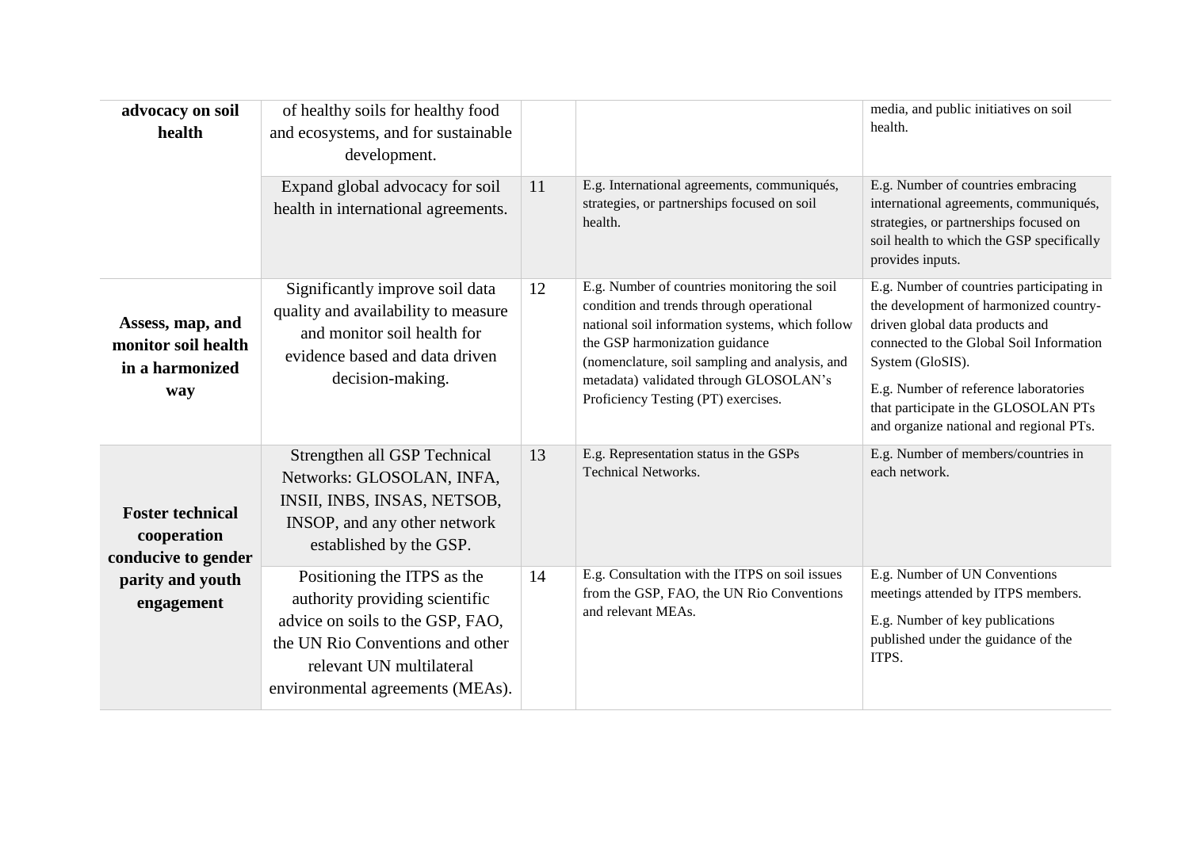| | | | | |
|---|---|---|---|---|
| **advocacy on soil health** | of healthy soils for healthy food and ecosystems, and for sustainable development. | | | media, and public initiatives on soil health. |
| | Expand global advocacy for soil health in international agreements. | 11 | E.g. International agreements, communiqués, strategies, or partnerships focused on soil health. | E.g. Number of countries embracing international agreements, communiqués, strategies, or partnerships focused on soil health to which the GSP specifically provides inputs. |
| **Assess, map, and monitor soil health in a harmonized way** | Significantly improve soil data quality and availability to measure and monitor soil health for evidence based and data driven decision-making. | 12 | E.g. Number of countries monitoring the soil condition and trends through operational national soil information systems, which follow the GSP harmonization guidance (nomenclature, soil sampling and analysis, and metadata) validated through GLOSOLAN's Proficiency Testing (PT) exercises. | E.g. Number of countries participating in the development of harmonized country-driven global data products and connected to the Global Soil Information System (GloSIS).<br><br>E.g. Number of reference laboratories that participate in the GLOSOLAN PTs and organize national and regional PTs. |
| **Foster technical cooperation conducive to gender parity and youth engagement** | Strengthen all GSP Technical Networks: GLOSOLAN, INFA, INSII, INBS, INSAS, NETSOB, INSOP, and any other network established by the GSP. | 13 | E.g. Representation status in the GSPs Technical Networks. | E.g. Number of members/countries in each network. |
| | Positioning the ITPS as the authority providing scientific advice on soils to the GSP, FAO, the UN Rio Conventions and other relevant UN multilateral environmental agreements (MEAs). | 14 | E.g. Consultation with the ITPS on soil issues from the GSP, FAO, the UN Rio Conventions and relevant MEAs. | E.g. Number of UN Conventions meetings attended by ITPS members.<br><br>E.g. Number of key publications published under the guidance of the ITPS. |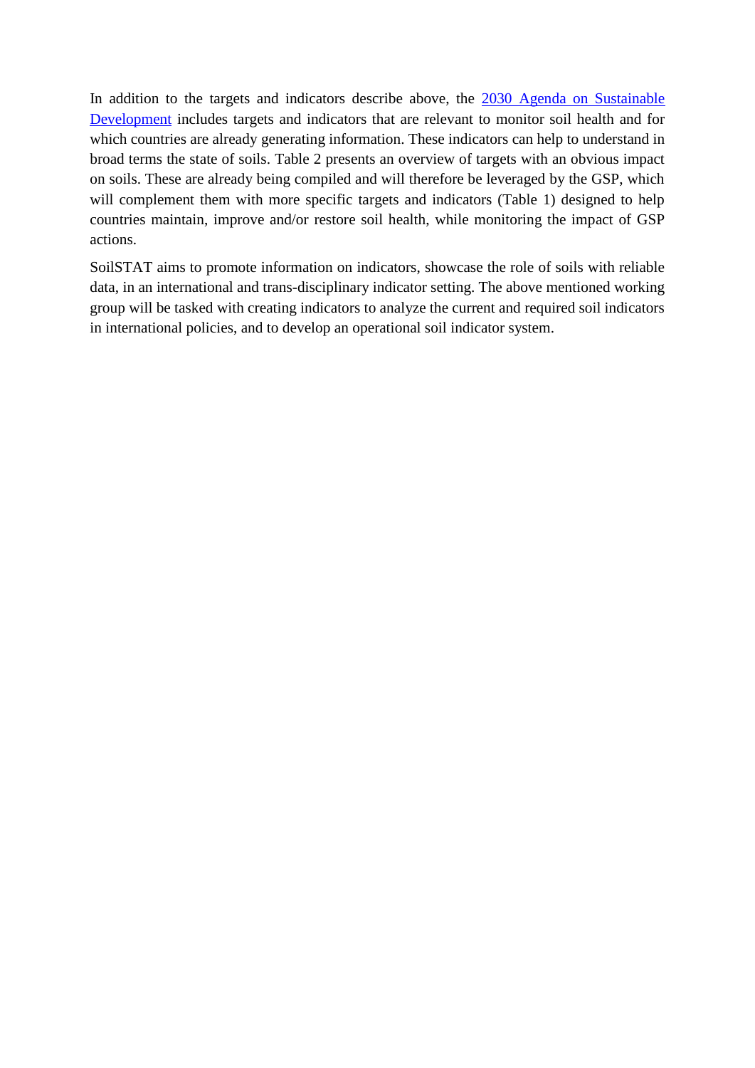In addition to the targets and indicators describe above, the [2030 Agenda on Sustainable Development](#) includes targets and indicators that are relevant to monitor soil health and for which countries are already generating information. These indicators can help to understand in broad terms the state of soils. Table 2 presents an overview of targets with an obvious impact on soils. These are already being compiled and will therefore be leveraged by the GSP, which will complement them with more specific targets and indicators (Table 1) designed to help countries maintain, improve and/or restore soil health, while monitoring the impact of GSP actions.

SoilSTAT aims to promote information on indicators, showcase the role of soils with reliable data, in an international and trans-disciplinary indicator setting. The above mentioned working group will be tasked with creating indicators to analyze the current and required soil indicators in international policies, and to develop an operational soil indicator system.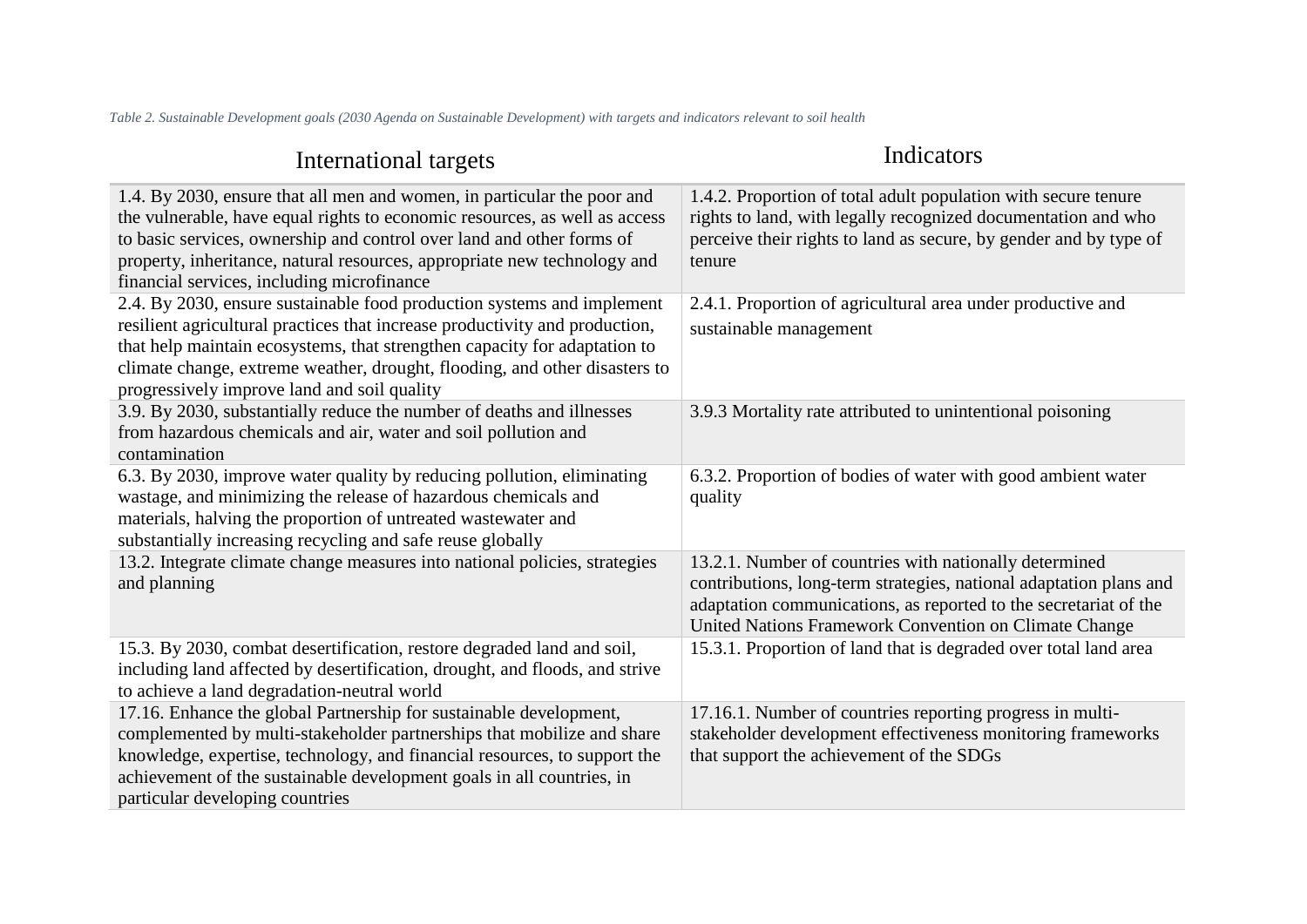*Table 2. Sustainable Development goals (2030 Agenda on Sustainable Development) with targets and indicators relevant to soil health*

| International targets | Indicators |
|---|---|
| 1.4. By 2030, ensure that all men and women, in particular the poor and the vulnerable, have equal rights to economic resources, as well as access to basic services, ownership and control over land and other forms of property, inheritance, natural resources, appropriate new technology and financial services, including microfinance | 1.4.2. Proportion of total adult population with secure tenure rights to land, with legally recognized documentation and who perceive their rights to land as secure, by gender and by type of tenure |
| 2.4. By 2030, ensure sustainable food production systems and implement resilient agricultural practices that increase productivity and production, that help maintain ecosystems, that strengthen capacity for adaptation to climate change, extreme weather, drought, flooding, and other disasters to progressively improve land and soil quality | 2.4.1. Proportion of agricultural area under productive and sustainable management |
| 3.9. By 2030, substantially reduce the number of deaths and illnesses from hazardous chemicals and air, water and soil pollution and contamination | 3.9.3 Mortality rate attributed to unintentional poisoning |
| 6.3. By 2030, improve water quality by reducing pollution, eliminating wastage, and minimizing the release of hazardous chemicals and materials, halving the proportion of untreated wastewater and substantially increasing recycling and safe reuse globally | 6.3.2. Proportion of bodies of water with good ambient water quality |
| 13.2. Integrate climate change measures into national policies, strategies and planning | 13.2.1. Number of countries with nationally determined contributions, long-term strategies, national adaptation plans and adaptation communications, as reported to the secretariat of the United Nations Framework Convention on Climate Change |
| 15.3. By 2030, combat desertification, restore degraded land and soil, including land affected by desertification, drought, and floods, and strive to achieve a land degradation-neutral world | 15.3.1. Proportion of land that is degraded over total land area |
| 17.16. Enhance the global Partnership for sustainable development, complemented by multi-stakeholder partnerships that mobilize and share knowledge, expertise, technology, and financial resources, to support the achievement of the sustainable development goals in all countries, in particular developing countries | 17.16.1. Number of countries reporting progress in multi-stakeholder development effectiveness monitoring frameworks that support the achievement of the SDGs |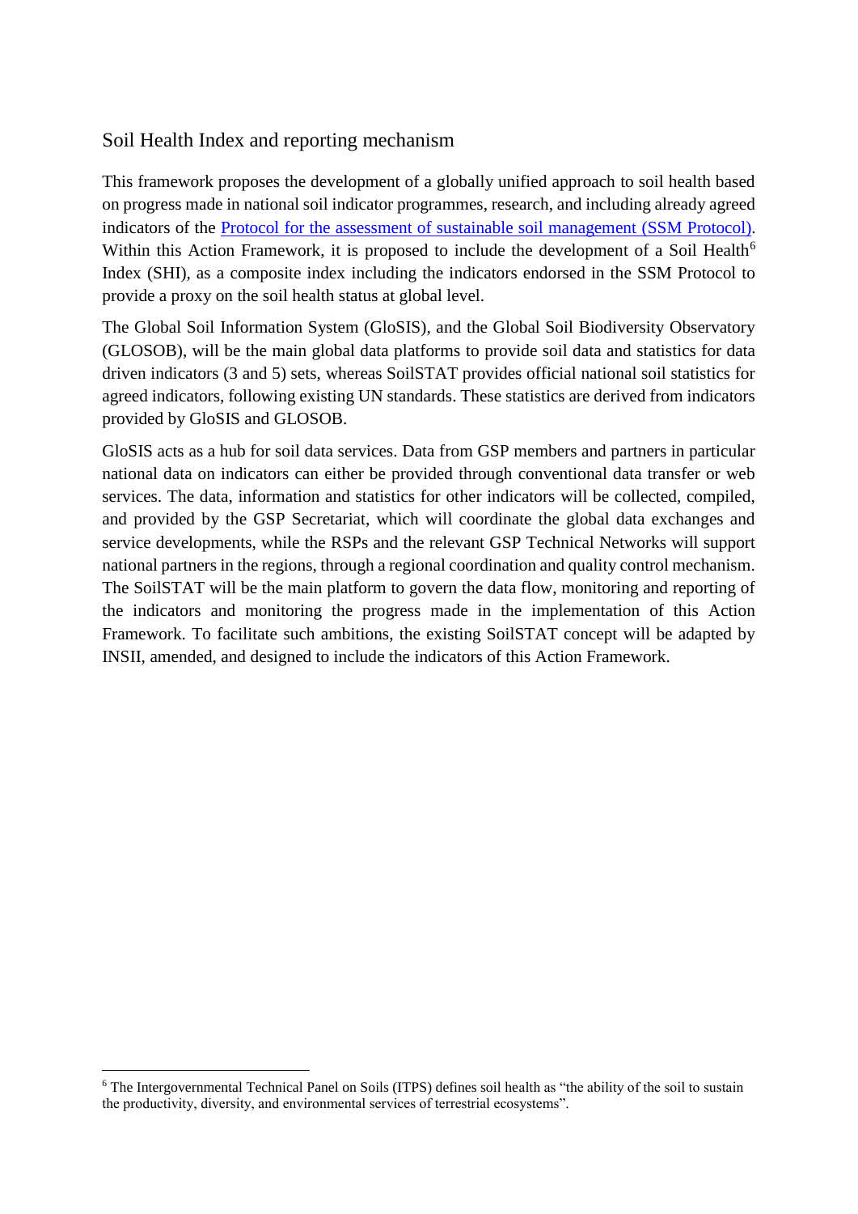## Soil Health Index and reporting mechanism

This framework proposes the development of a globally unified approach to soil health based on progress made in national soil indicator programmes, research, and including already agreed indicators of the [Protocol for the assessment of sustainable soil management (SSM Protocol)](). Within this Action Framework, it is proposed to include the development of a Soil Health[6] Index (SHI), as a composite index including the indicators endorsed in the SSM Protocol to provide a proxy on the soil health status at global level.

The Global Soil Information System (GloSIS), and the Global Soil Biodiversity Observatory (GLOSOB), will be the main global data platforms to provide soil data and statistics for data driven indicators (3 and 5) sets, whereas SoilSTAT provides official national soil statistics for agreed indicators, following existing UN standards. These statistics are derived from indicators provided by GloSIS and GLOSOB.

GloSIS acts as a hub for soil data services. Data from GSP members and partners in particular national data on indicators can either be provided through conventional data transfer or web services. The data, information and statistics for other indicators will be collected, compiled, and provided by the GSP Secretariat, which will coordinate the global data exchanges and service developments, while the RSPs and the relevant GSP Technical Networks will support national partners in the regions, through a regional coordination and quality control mechanism. The SoilSTAT will be the main platform to govern the data flow, monitoring and reporting of the indicators and monitoring the progress made in the implementation of this Action Framework. To facilitate such ambitions, the existing SoilSTAT concept will be adapted by INSII, amended, and designed to include the indicators of this Action Framework.

---

[6] The Intergovernmental Technical Panel on Soils (ITPS) defines soil health as "the ability of the soil to sustain the productivity, diversity, and environmental services of terrestrial ecosystems".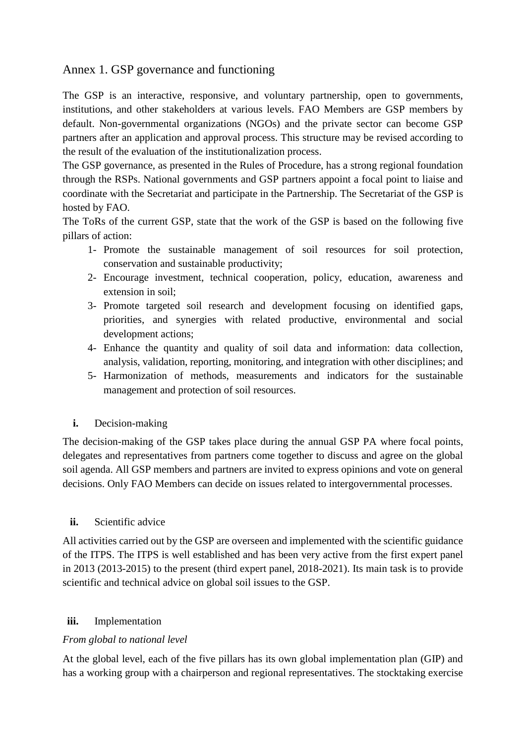## Annex 1. GSP governance and functioning

The GSP is an interactive, responsive, and voluntary partnership, open to governments, institutions, and other stakeholders at various levels. FAO Members are GSP members by default. Non-governmental organizations (NGOs) and the private sector can become GSP partners after an application and approval process. This structure may be revised according to the result of the evaluation of the institutionalization process.

The GSP governance, as presented in the Rules of Procedure, has a strong regional foundation through the RSPs. National governments and GSP partners appoint a focal point to liaise and coordinate with the Secretariat and participate in the Partnership. The Secretariat of the GSP is hosted by FAO.

The ToRs of the current GSP, state that the work of the GSP is based on the following five pillars of action:

1- Promote the sustainable management of soil resources for soil protection, conservation and sustainable productivity;

2- Encourage investment, technical cooperation, policy, education, awareness and extension in soil;

3- Promote targeted soil research and development focusing on identified gaps, priorities, and synergies with related productive, environmental and social development actions;

4- Enhance the quantity and quality of soil data and information: data collection, analysis, validation, reporting, monitoring, and integration with other disciplines; and

5- Harmonization of methods, measurements and indicators for the sustainable management and protection of soil resources.

### i. Decision-making

The decision-making of the GSP takes place during the annual GSP PA where focal points, delegates and representatives from partners come together to discuss and agree on the global soil agenda. All GSP members and partners are invited to express opinions and vote on general decisions. Only FAO Members can decide on issues related to intergovernmental processes.

### ii. Scientific advice

All activities carried out by the GSP are overseen and implemented with the scientific guidance of the ITPS. The ITPS is well established and has been very active from the first expert panel in 2013 (2013-2015) to the present (third expert panel, 2018-2021). Its main task is to provide scientific and technical advice on global soil issues to the GSP.

### iii. Implementation

*From global to national level*

At the global level, each of the five pillars has its own global implementation plan (GIP) and has a working group with a chairperson and regional representatives. The stocktaking exercise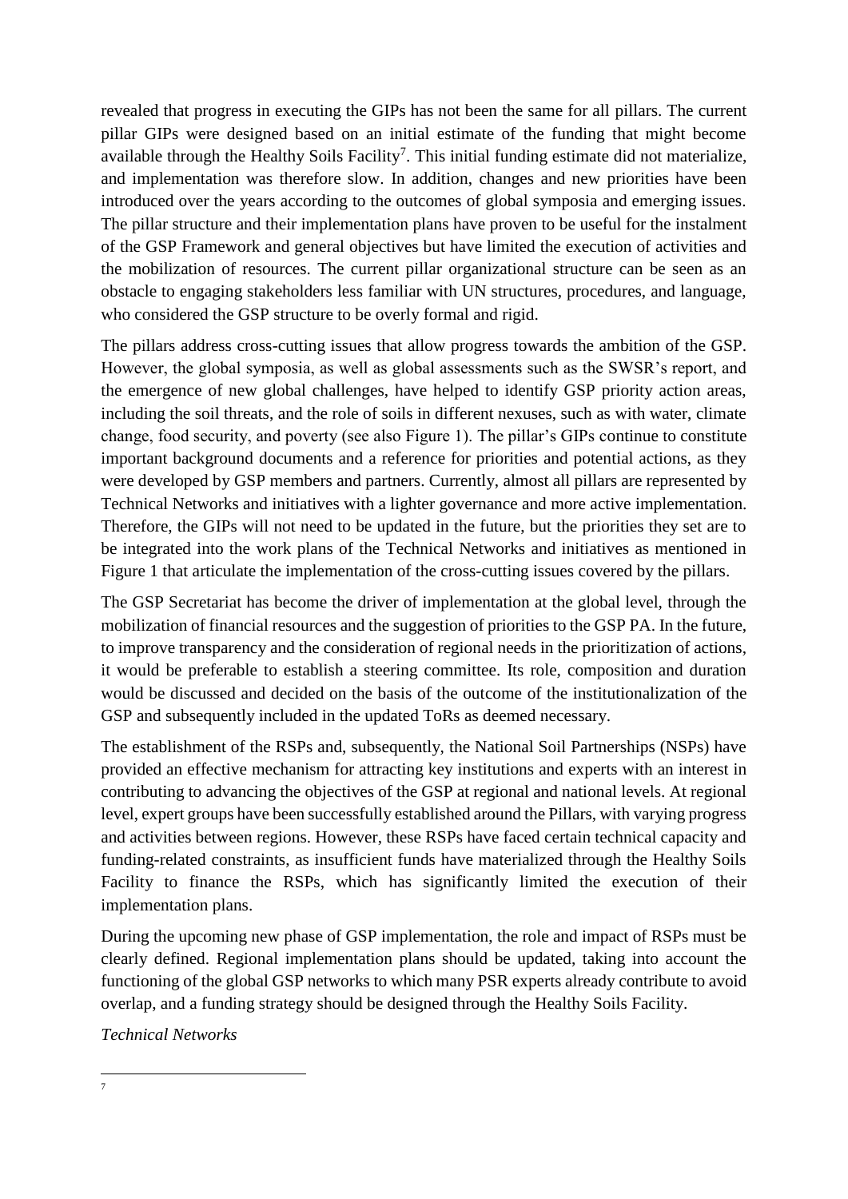revealed that progress in executing the GIPs has not been the same for all pillars. The current pillar GIPs were designed based on an initial estimate of the funding that might become available through the Healthy Soils Facility[7]. This initial funding estimate did not materialize, and implementation was therefore slow. In addition, changes and new priorities have been introduced over the years according to the outcomes of global symposia and emerging issues. The pillar structure and their implementation plans have proven to be useful for the instalment of the GSP Framework and general objectives but have limited the execution of activities and the mobilization of resources. The current pillar organizational structure can be seen as an obstacle to engaging stakeholders less familiar with UN structures, procedures, and language, who considered the GSP structure to be overly formal and rigid.

The pillars address cross-cutting issues that allow progress towards the ambition of the GSP. However, the global symposia, as well as global assessments such as the SWSR's report, and the emergence of new global challenges, have helped to identify GSP priority action areas, including the soil threats, and the role of soils in different nexuses, such as with water, climate change, food security, and poverty (see also Figure 1). The pillar's GIPs continue to constitute important background documents and a reference for priorities and potential actions, as they were developed by GSP members and partners. Currently, almost all pillars are represented by Technical Networks and initiatives with a lighter governance and more active implementation. Therefore, the GIPs will not need to be updated in the future, but the priorities they set are to be integrated into the work plans of the Technical Networks and initiatives as mentioned in Figure 1 that articulate the implementation of the cross-cutting issues covered by the pillars.

The GSP Secretariat has become the driver of implementation at the global level, through the mobilization of financial resources and the suggestion of priorities to the GSP PA. In the future, to improve transparency and the consideration of regional needs in the prioritization of actions, it would be preferable to establish a steering committee. Its role, composition and duration would be discussed and decided on the basis of the outcome of the institutionalization of the GSP and subsequently included in the updated ToRs as deemed necessary.

The establishment of the RSPs and, subsequently, the National Soil Partnerships (NSPs) have provided an effective mechanism for attracting key institutions and experts with an interest in contributing to advancing the objectives of the GSP at regional and national levels. At regional level, expert groups have been successfully established around the Pillars, with varying progress and activities between regions. However, these RSPs have faced certain technical capacity and funding-related constraints, as insufficient funds have materialized through the Healthy Soils Facility to finance the RSPs, which has significantly limited the execution of their implementation plans.

During the upcoming new phase of GSP implementation, the role and impact of RSPs must be clearly defined. Regional implementation plans should be updated, taking into account the functioning of the global GSP networks to which many PSR experts already contribute to avoid overlap, and a funding strategy should be designed through the Healthy Soils Facility.

*Technical Networks*

---

[7]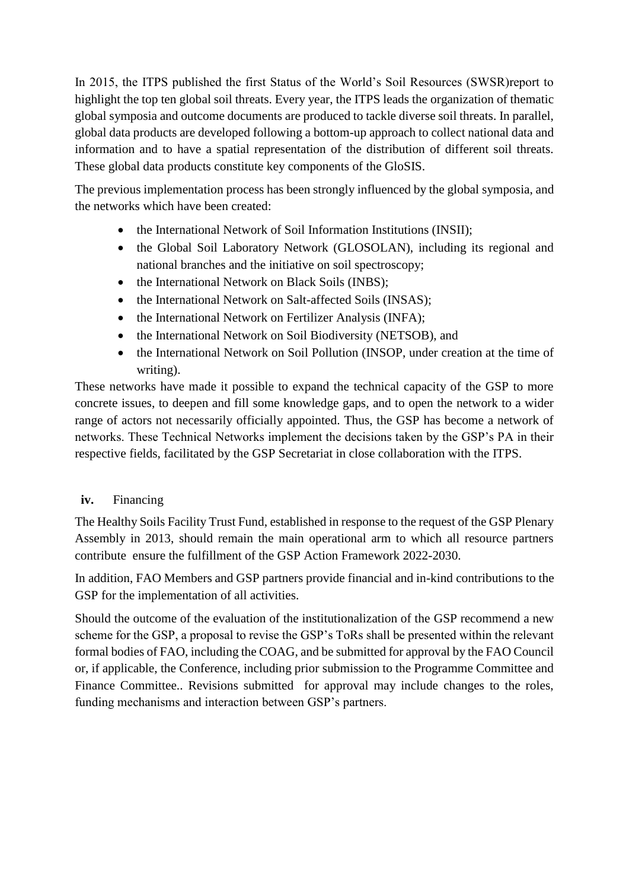In 2015, the ITPS published the first Status of the World's Soil Resources (SWSR)report to highlight the top ten global soil threats. Every year, the ITPS leads the organization of thematic global symposia and outcome documents are produced to tackle diverse soil threats. In parallel, global data products are developed following a bottom-up approach to collect national data and information and to have a spatial representation of the distribution of different soil threats. These global data products constitute key components of the GloSIS.

The previous implementation process has been strongly influenced by the global symposia, and the networks which have been created:

- the International Network of Soil Information Institutions (INSII);
- the Global Soil Laboratory Network (GLOSOLAN), including its regional and national branches and the initiative on soil spectroscopy;
- the International Network on Black Soils (INBS);
- the International Network on Salt-affected Soils (INSAS);
- the International Network on Fertilizer Analysis (INFA);
- the International Network on Soil Biodiversity (NETSOB), and
- the International Network on Soil Pollution (INSOP, under creation at the time of writing).

These networks have made it possible to expand the technical capacity of the GSP to more concrete issues, to deepen and fill some knowledge gaps, and to open the network to a wider range of actors not necessarily officially appointed. Thus, the GSP has become a network of networks. These Technical Networks implement the decisions taken by the GSP's PA in their respective fields, facilitated by the GSP Secretariat in close collaboration with the ITPS.

### iv. Financing

The Healthy Soils Facility Trust Fund, established in response to the request of the GSP Plenary Assembly in 2013, should remain the main operational arm to which all resource partners contribute ensure the fulfillment of the GSP Action Framework 2022-2030.

In addition, FAO Members and GSP partners provide financial and in-kind contributions to the GSP for the implementation of all activities.

Should the outcome of the evaluation of the institutionalization of the GSP recommend a new scheme for the GSP, a proposal to revise the GSP's ToRs shall be presented within the relevant formal bodies of FAO, including the COAG, and be submitted for approval by the FAO Council or, if applicable, the Conference, including prior submission to the Programme Committee and Finance Committee.. Revisions submitted for approval may include changes to the roles, funding mechanisms and interaction between GSP's partners.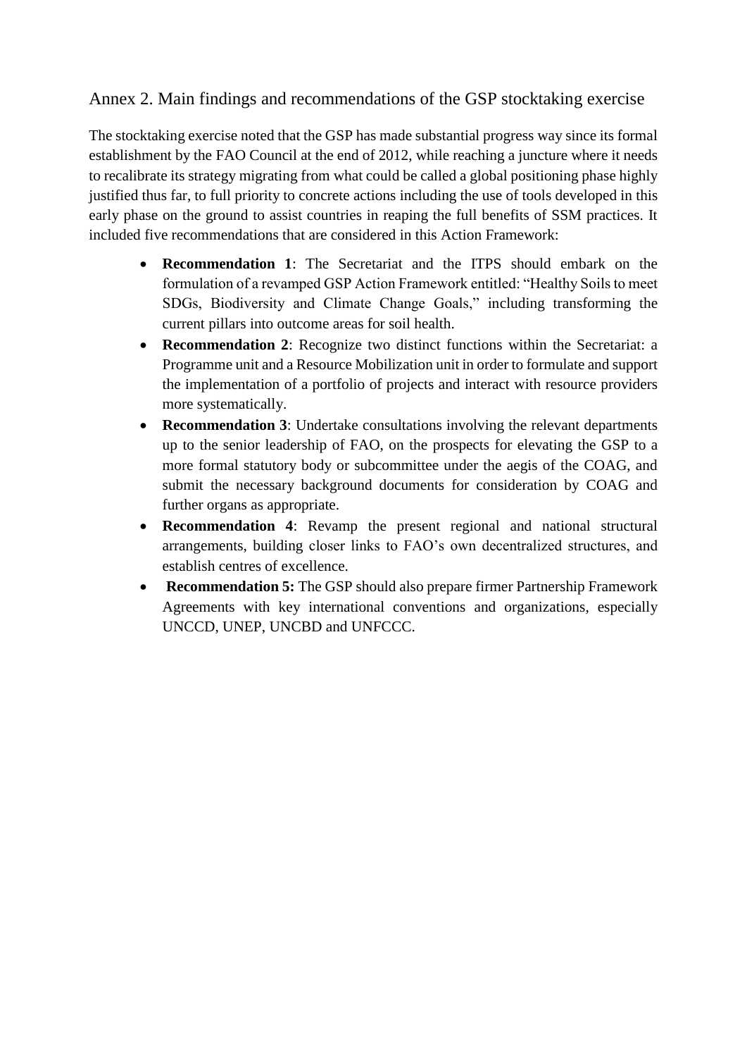## Annex 2. Main findings and recommendations of the GSP stocktaking exercise

The stocktaking exercise noted that the GSP has made substantial progress way since its formal establishment by the FAO Council at the end of 2012, while reaching a juncture where it needs to recalibrate its strategy migrating from what could be called a global positioning phase highly justified thus far, to full priority to concrete actions including the use of tools developed in this early phase on the ground to assist countries in reaping the full benefits of SSM practices. It included five recommendations that are considered in this Action Framework:

- **Recommendation 1**: The Secretariat and the ITPS should embark on the formulation of a revamped GSP Action Framework entitled: "Healthy Soils to meet SDGs, Biodiversity and Climate Change Goals," including transforming the current pillars into outcome areas for soil health.
- **Recommendation 2**: Recognize two distinct functions within the Secretariat: a Programme unit and a Resource Mobilization unit in order to formulate and support the implementation of a portfolio of projects and interact with resource providers more systematically.
- **Recommendation 3**: Undertake consultations involving the relevant departments up to the senior leadership of FAO, on the prospects for elevating the GSP to a more formal statutory body or subcommittee under the aegis of the COAG, and submit the necessary background documents for consideration by COAG and further organs as appropriate.
- **Recommendation 4**: Revamp the present regional and national structural arrangements, building closer links to FAO's own decentralized structures, and establish centres of excellence.
- **Recommendation 5:** The GSP should also prepare firmer Partnership Framework Agreements with key international conventions and organizations, especially UNCCD, UNEP, UNCBD and UNFCCC.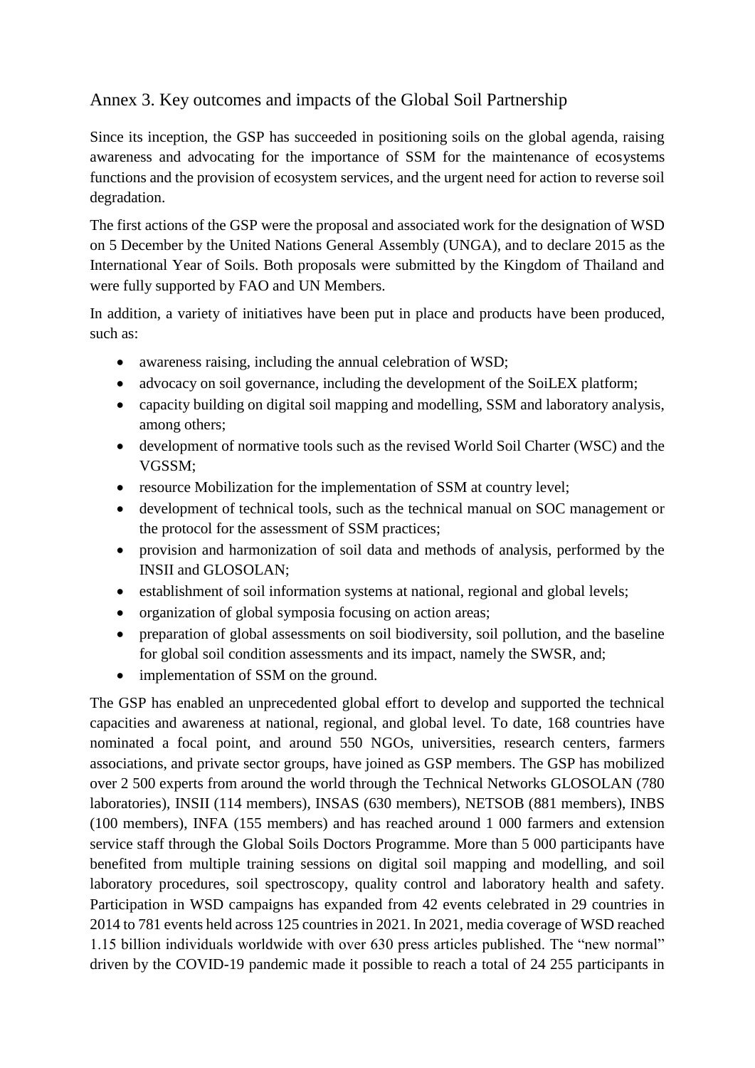## Annex 3. Key outcomes and impacts of the Global Soil Partnership

Since its inception, the GSP has succeeded in positioning soils on the global agenda, raising awareness and advocating for the importance of SSM for the maintenance of ecosystems functions and the provision of ecosystem services, and the urgent need for action to reverse soil degradation.

The first actions of the GSP were the proposal and associated work for the designation of WSD on 5 December by the United Nations General Assembly (UNGA), and to declare 2015 as the International Year of Soils. Both proposals were submitted by the Kingdom of Thailand and were fully supported by FAO and UN Members.

In addition, a variety of initiatives have been put in place and products have been produced, such as:

- awareness raising, including the annual celebration of WSD;
- advocacy on soil governance, including the development of the SoiLEX platform;
- capacity building on digital soil mapping and modelling, SSM and laboratory analysis, among others;
- development of normative tools such as the revised World Soil Charter (WSC) and the VGSSM;
- resource Mobilization for the implementation of SSM at country level;
- development of technical tools, such as the technical manual on SOC management or the protocol for the assessment of SSM practices;
- provision and harmonization of soil data and methods of analysis, performed by the INSII and GLOSOLAN;
- establishment of soil information systems at national, regional and global levels;
- organization of global symposia focusing on action areas;
- preparation of global assessments on soil biodiversity, soil pollution, and the baseline for global soil condition assessments and its impact, namely the SWSR, and;
- implementation of SSM on the ground.

The GSP has enabled an unprecedented global effort to develop and supported the technical capacities and awareness at national, regional, and global level. To date, 168 countries have nominated a focal point, and around 550 NGOs, universities, research centers, farmers associations, and private sector groups, have joined as GSP members. The GSP has mobilized over 2 500 experts from around the world through the Technical Networks GLOSOLAN (780 laboratories), INSII (114 members), INSAS (630 members), NETSOB (881 members), INBS (100 members), INFA (155 members) and has reached around 1 000 farmers and extension service staff through the Global Soils Doctors Programme. More than 5 000 participants have benefited from multiple training sessions on digital soil mapping and modelling, and soil laboratory procedures, soil spectroscopy, quality control and laboratory health and safety. Participation in WSD campaigns has expanded from 42 events celebrated in 29 countries in 2014 to 781 events held across 125 countries in 2021. In 2021, media coverage of WSD reached 1.15 billion individuals worldwide with over 630 press articles published. The "new normal" driven by the COVID-19 pandemic made it possible to reach a total of 24 255 participants in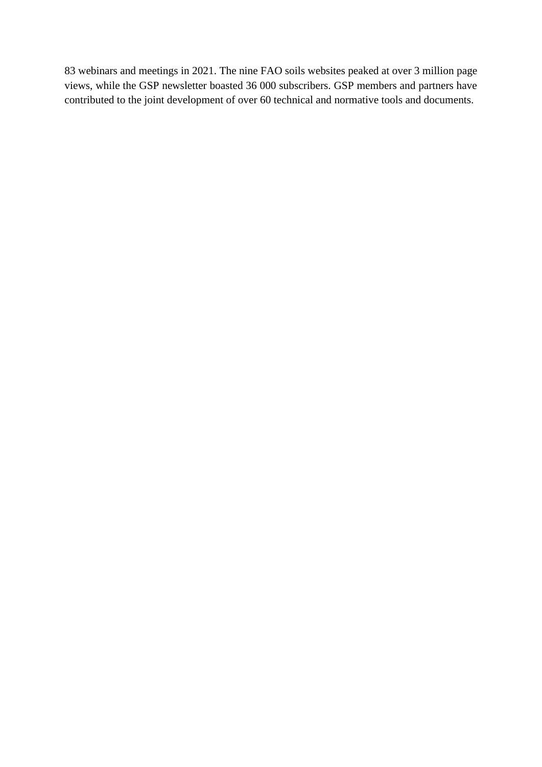83 webinars and meetings in 2021. The nine FAO soils websites peaked at over 3 million page views, while the GSP newsletter boasted 36 000 subscribers. GSP members and partners have contributed to the joint development of over 60 technical and normative tools and documents.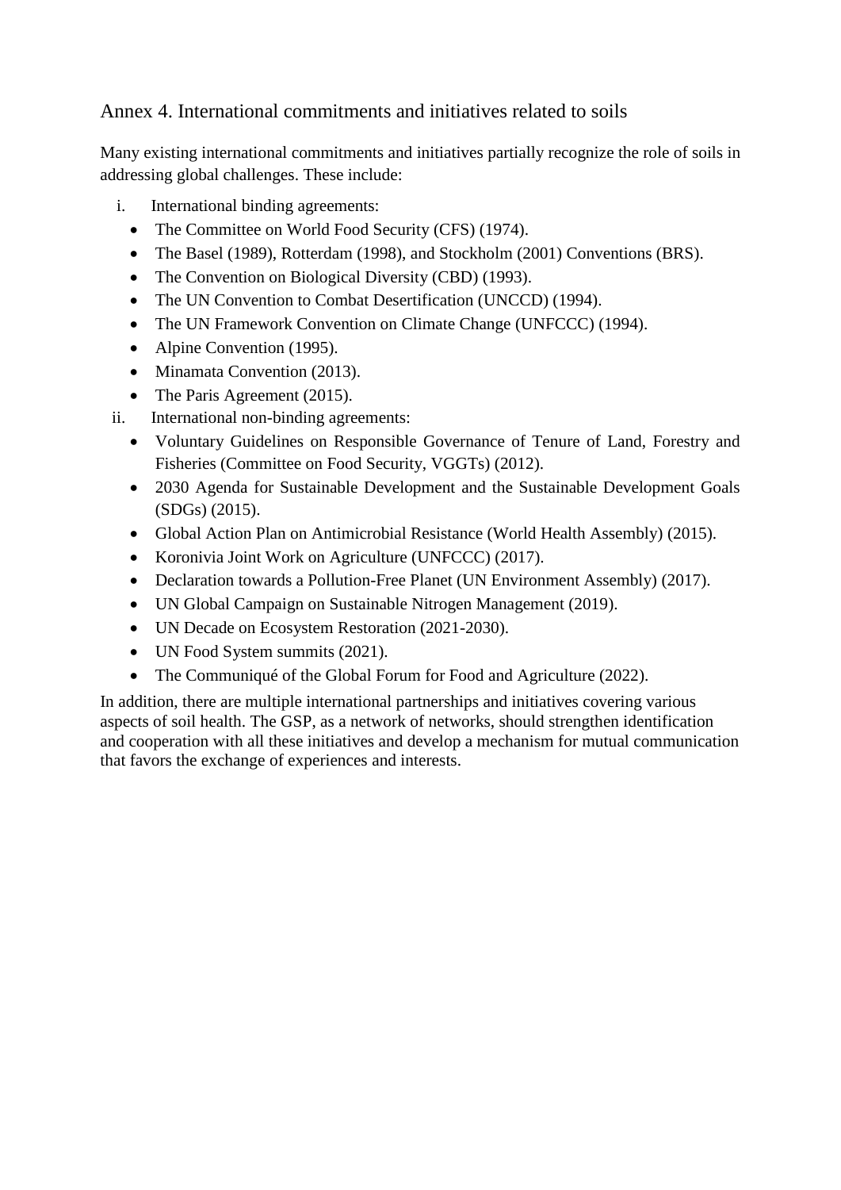## Annex 4. International commitments and initiatives related to soils

Many existing international commitments and initiatives partially recognize the role of soils in addressing global challenges. These include:

i. International binding agreements:
   - The Committee on World Food Security (CFS) (1974).
   - The Basel (1989), Rotterdam (1998), and Stockholm (2001) Conventions (BRS).
   - The Convention on Biological Diversity (CBD) (1993).
   - The UN Convention to Combat Desertification (UNCCD) (1994).
   - The UN Framework Convention on Climate Change (UNFCCC) (1994).
   - Alpine Convention (1995).
   - Minamata Convention (2013).
   - The Paris Agreement (2015).

ii. International non-binding agreements:
   - Voluntary Guidelines on Responsible Governance of Tenure of Land, Forestry and Fisheries (Committee on Food Security, VGGTs) (2012).
   - 2030 Agenda for Sustainable Development and the Sustainable Development Goals (SDGs) (2015).
   - Global Action Plan on Antimicrobial Resistance (World Health Assembly) (2015).
   - Koronivia Joint Work on Agriculture (UNFCCC) (2017).
   - Declaration towards a Pollution-Free Planet (UN Environment Assembly) (2017).
   - UN Global Campaign on Sustainable Nitrogen Management (2019).
   - UN Decade on Ecosystem Restoration (2021-2030).
   - UN Food System summits (2021).
   - The Communiqué of the Global Forum for Food and Agriculture (2022).

In addition, there are multiple international partnerships and initiatives covering various aspects of soil health. The GSP, as a network of networks, should strengthen identification and cooperation with all these initiatives and develop a mechanism for mutual communication that favors the exchange of experiences and interests.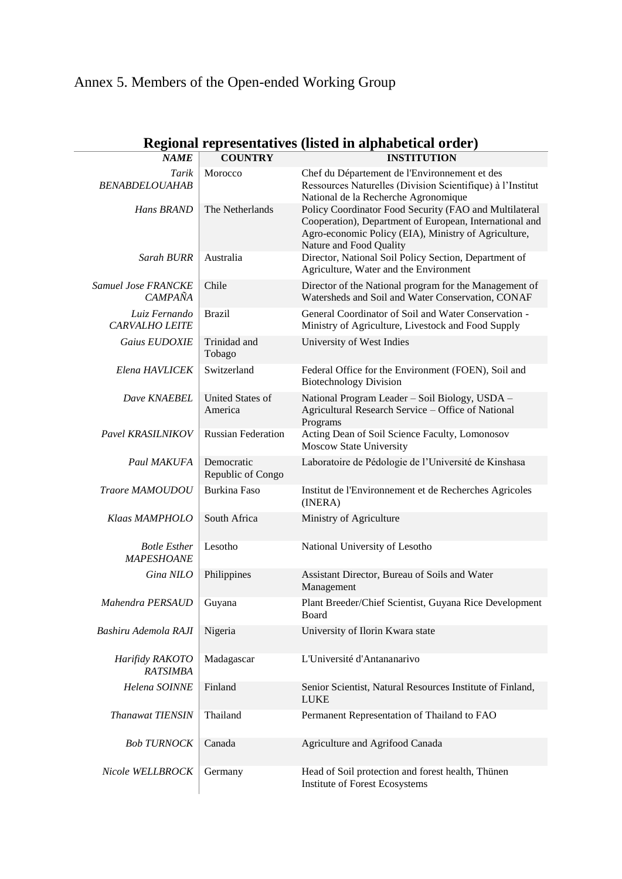# Annex 5. Members of the Open-ended Working Group

## Regional representatives (listed in alphabetical order)

| *NAME* | COUNTRY | INSTITUTION |
|---|---|---|
| *Tarik BENABDELOUAHAB* | Morocco | Chef du Département de l'Environnement et des Ressources Naturelles (Division Scientifique) à l'Institut National de la Recherche Agronomique |
| *Hans BRAND* | The Netherlands | Policy Coordinator Food Security (FAO and Multilateral Cooperation), Department of European, International and Agro-economic Policy (EIA), Ministry of Agriculture, Nature and Food Quality |
| *Sarah BURR* | Australia | Director, National Soil Policy Section, Department of Agriculture, Water and the Environment |
| *Samuel Jose FRANCKE CAMPAÑA* | Chile | Director of the National program for the Management of Watersheds and Soil and Water Conservation, CONAF |
| *Luiz Fernando CARVALHO LEITE* | Brazil | General Coordinator of Soil and Water Conservation - Ministry of Agriculture, Livestock and Food Supply |
| *Gaius EUDOXIE* | Trinidad and Tobago | University of West Indies |
| *Elena HAVLICEK* | Switzerland | Federal Office for the Environment (FOEN), Soil and Biotechnology Division |
| *Dave KNAEBEL* | United States of America | National Program Leader – Soil Biology, USDA – Agricultural Research Service – Office of National Programs |
| *Pavel KRASILNIKOV* | Russian Federation | Acting Dean of Soil Science Faculty, Lomonosov Moscow State University |
| *Paul MAKUFA* | Democratic Republic of Congo | Laboratoire de Pédologie de l'Université de Kinshasa |
| *Traore MAMOUDOU* | Burkina Faso | Institut de l'Environnement et de Recherches Agricoles (INERA) |
| *Klaas MAMPHOLO* | South Africa | Ministry of Agriculture |
| *Botle Esther MAPESHOANE* | Lesotho | National University of Lesotho |
| *Gina NILO* | Philippines | Assistant Director, Bureau of Soils and Water Management |
| *Mahendra PERSAUD* | Guyana | Plant Breeder/Chief Scientist, Guyana Rice Development Board |
| *Bashiru Ademola RAJI* | Nigeria | University of Ilorin Kwara state |
| *Harifidy RAKOTO RATSIMBA* | Madagascar | L'Université d'Antananarivo |
| *Helena SOINNE* | Finland | Senior Scientist, Natural Resources Institute of Finland, LUKE |
| *Thanawat TIENSIN* | Thailand | Permanent Representation of Thailand to FAO |
| *Bob TURNOCK* | Canada | Agriculture and Agrifood Canada |
| *Nicole WELLBROCK* | Germany | Head of Soil protection and forest health, Thünen Institute of Forest Ecosystems |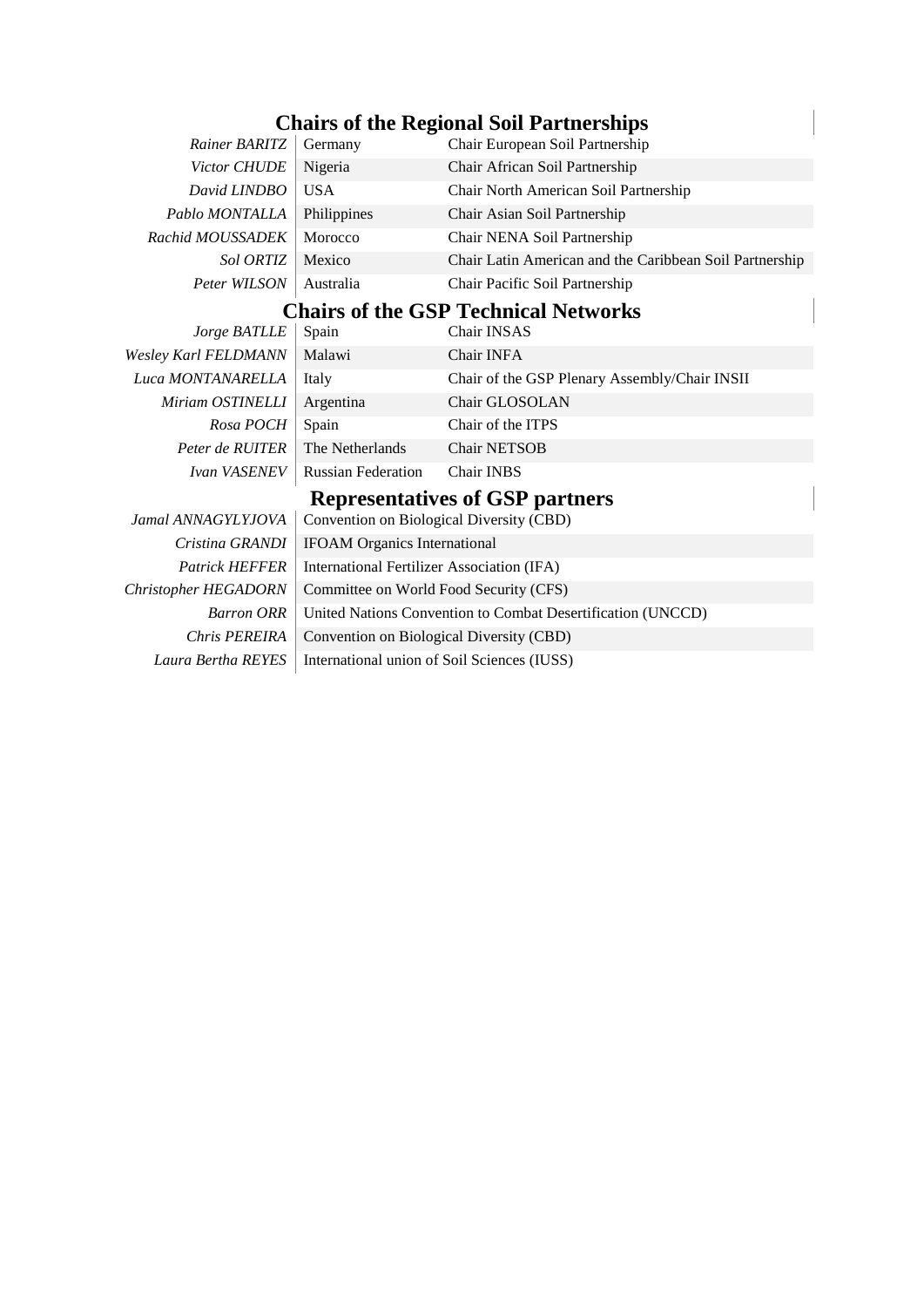## Chairs of the Regional Soil Partnerships

| | | |
|---|---|---|
| *Rainer BARITZ* | Germany | Chair European Soil Partnership |
| *Victor CHUDE* | Nigeria | Chair African Soil Partnership |
| *David LINDBO* | USA | Chair North American Soil Partnership |
| *Pablo MONTALLA* | Philippines | Chair Asian Soil Partnership |
| *Rachid MOUSSADEK* | Morocco | Chair NENA Soil Partnership |
| *Sol ORTIZ* | Mexico | Chair Latin American and the Caribbean Soil Partnership |
| *Peter WILSON* | Australia | Chair Pacific Soil Partnership |

## Chairs of the GSP Technical Networks

| | | |
|---|---|---|
| *Jorge BATLLE* | Spain | Chair INSAS |
| *Wesley Karl FELDMANN* | Malawi | Chair INFA |
| *Luca MONTANARELLA* | Italy | Chair of the GSP Plenary Assembly/Chair INSII |
| *Miriam OSTINELLI* | Argentina | Chair GLOSOLAN |
| *Rosa POCH* | Spain | Chair of the ITPS |
| *Peter de RUITER* | The Netherlands | Chair NETSOB |
| *Ivan VASENEV* | Russian Federation | Chair INBS |

## Representatives of GSP partners

| | |
|---|---|
| *Jamal ANNAGYLYJOVA* | Convention on Biological Diversity (CBD) |
| *Cristina GRANDI* | IFOAM Organics International |
| *Patrick HEFFER* | International Fertilizer Association (IFA) |
| *Christopher HEGADORN* | Committee on World Food Security (CFS) |
| *Barron ORR* | United Nations Convention to Combat Desertification (UNCCD) |
| *Chris PEREIRA* | Convention on Biological Diversity (CBD) |
| *Laura Bertha REYES* | International union of Soil Sciences (IUSS) |